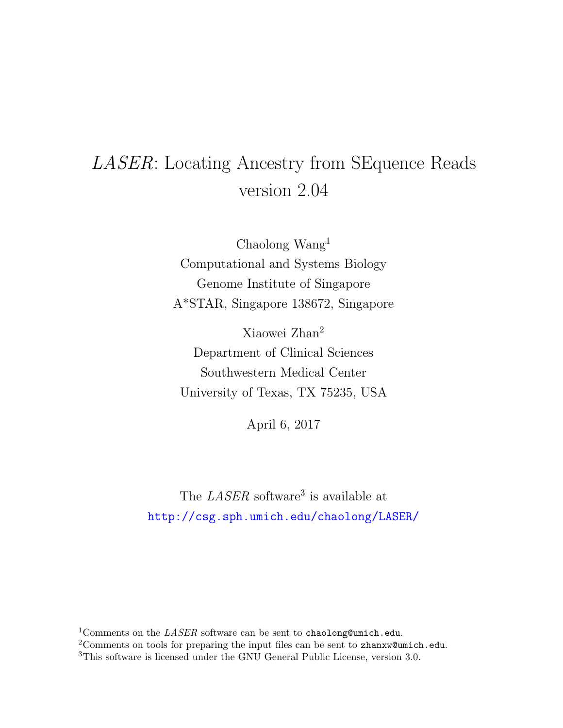# *LASER*: Locating Ancestry from SEquence Reads version 2.04

Chaolong Wang[1]
Computational and Systems Biology
Genome Institute of Singapore
A*STAR, Singapore 138672, Singapore

Xiaowei Zhan[2]
Department of Clinical Sciences
Southwestern Medical Center
University of Texas, TX 75235, USA

April 6, 2017

The *LASER* software[3] is available at
http://csg.sph.umich.edu/chaolong/LASER/

[1]Comments on the *LASER* software can be sent to `chaolong@umich.edu`.
[2]Comments on tools for preparing the input files can be sent to `zhanxw@umich.edu`.
[3]This software is licensed under the GNU General Public License, version 3.0.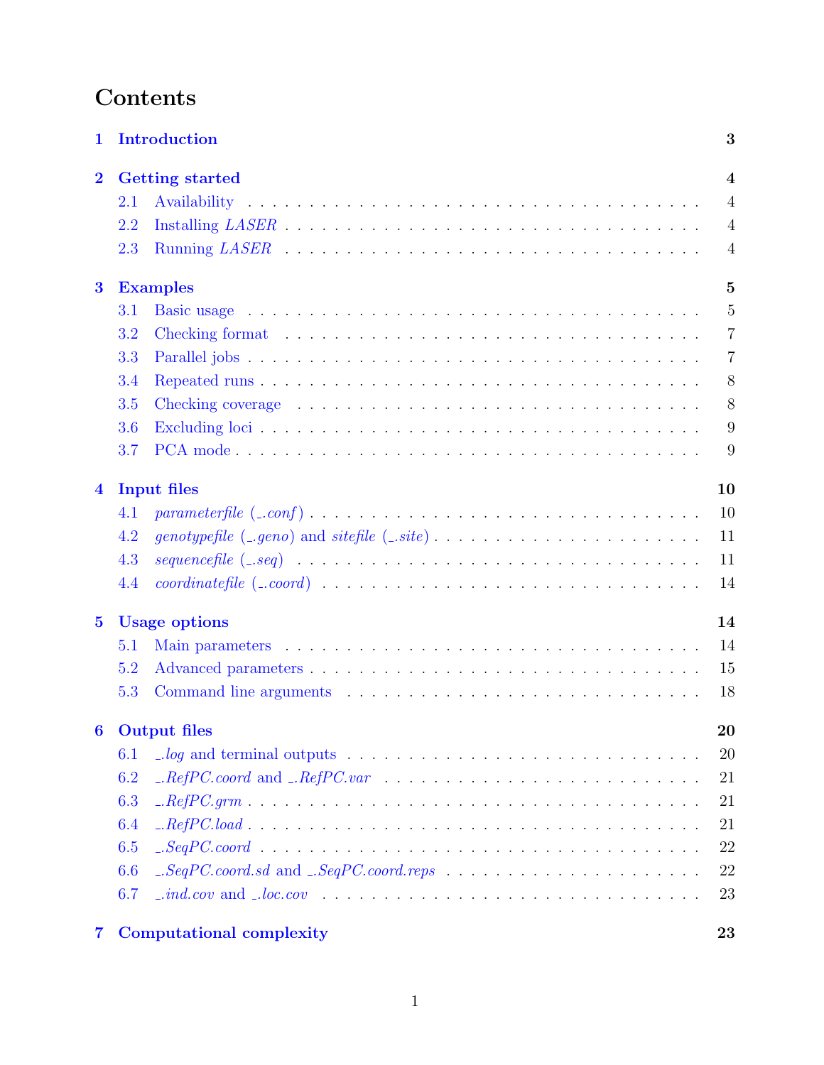# Contents

**1 Introduction** **3**

**2 Getting started** **4**

- 2.1 Availability . . . 4
- 2.2 Installing *LASER* . . . 4
- 2.3 Running *LASER* . . . 4

**3 Examples** **5**

- 3.1 Basic usage . . . 5
- 3.2 Checking format . . . 7
- 3.3 Parallel jobs . . . 7
- 3.4 Repeated runs . . . 8
- 3.5 Checking coverage . . . 8
- 3.6 Excluding loci . . . 9
- 3.7 PCA mode . . . 9

**4 Input files** **10**

- 4.1 *parameterfile* (*_.conf*) . . . 10
- 4.2 *genotypefile* (*_.geno*) and *sitefile* (*_.site*) . . . 11
- 4.3 *sequencefile* (*_.seq*) . . . 11
- 4.4 *coordinatefile* (*_.coord*) . . . 14

**5 Usage options** **14**

- 5.1 Main parameters . . . 14
- 5.2 Advanced parameters . . . 15
- 5.3 Command line arguments . . . 18

**6 Output files** **20**

- 6.1 *_.log* and terminal outputs . . . 20
- 6.2 *_.RefPC.coord* and *_.RefPC.var* . . . 21
- 6.3 *_.RefPC.grm* . . . 21
- 6.4 *_.RefPC.load* . . . 21
- 6.5 *_.SeqPC.coord* . . . 22
- 6.6 *_.SeqPC.coord.sd* and *_.SeqPC.coord.reps* . . . 22
- 6.7 *_.ind.cov* and *_.loc.cov* . . . 23

**7 Computational complexity** **23**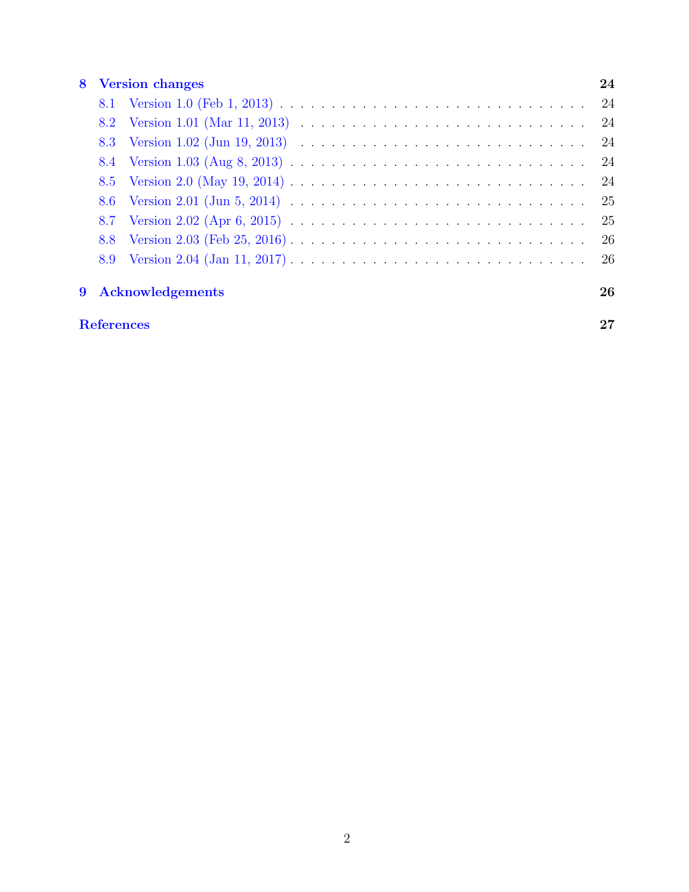**8 Version changes** — 24

- 8.1 Version 1.0 (Feb 1, 2013) — 24
- 8.2 Version 1.01 (Mar 11, 2013) — 24
- 8.3 Version 1.02 (Jun 19, 2013) — 24
- 8.4 Version 1.03 (Aug 8, 2013) — 24
- 8.5 Version 2.0 (May 19, 2014) — 24
- 8.6 Version 2.01 (Jun 5, 2014) — 25
- 8.7 Version 2.02 (Apr 6, 2015) — 25
- 8.8 Version 2.03 (Feb 25, 2016) — 26
- 8.9 Version 2.04 (Jan 11, 2017) — 26

**9 Acknowledgements** — 26

**References** — 27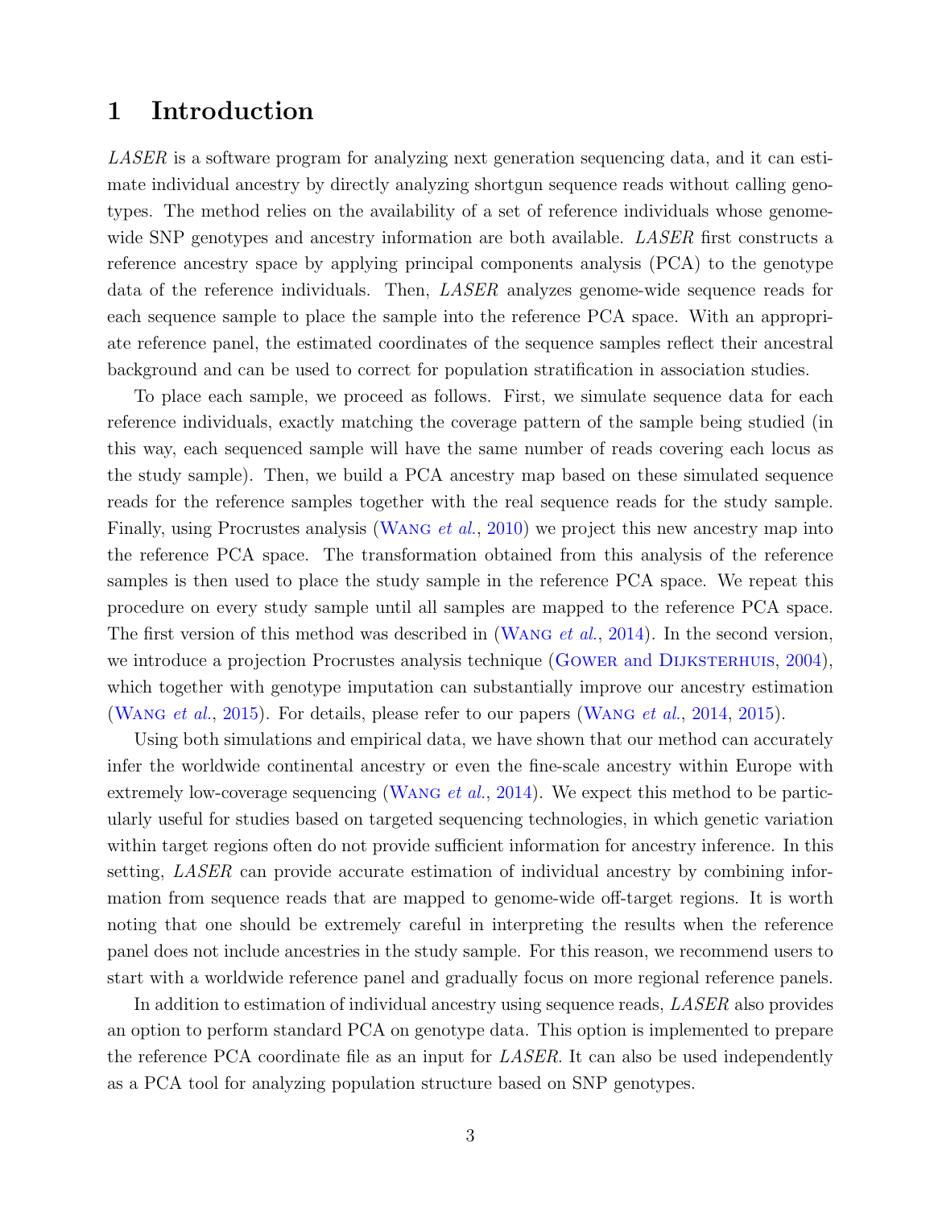# 1 Introduction

*LASER* is a software program for analyzing next generation sequencing data, and it can estimate individual ancestry by directly analyzing shortgun sequence reads without calling genotypes. The method relies on the availability of a set of reference individuals whose genome-wide SNP genotypes and ancestry information are both available. *LASER* first constructs a reference ancestry space by applying principal components analysis (PCA) to the genotype data of the reference individuals. Then, *LASER* analyzes genome-wide sequence reads for each sequence sample to place the sample into the reference PCA space. With an appropriate reference panel, the estimated coordinates of the sequence samples reflect their ancestral background and can be used to correct for population stratification in association studies.

To place each sample, we proceed as follows. First, we simulate sequence data for each reference individuals, exactly matching the coverage pattern of the sample being studied (in this way, each sequenced sample will have the same number of reads covering each locus as the study sample). Then, we build a PCA ancestry map based on these simulated sequence reads for the reference samples together with the real sequence reads for the study sample. Finally, using Procrustes analysis (Wang *et al.*, 2010) we project this new ancestry map into the reference PCA space. The transformation obtained from this analysis of the reference samples is then used to place the study sample in the reference PCA space. We repeat this procedure on every study sample until all samples are mapped to the reference PCA space. The first version of this method was described in (Wang *et al.*, 2014). In the second version, we introduce a projection Procrustes analysis technique (Gower and Dijksterhuis, 2004), which together with genotype imputation can substantially improve our ancestry estimation (Wang *et al.*, 2015). For details, please refer to our papers (Wang *et al.*, 2014, 2015).

Using both simulations and empirical data, we have shown that our method can accurately infer the worldwide continental ancestry or even the fine-scale ancestry within Europe with extremely low-coverage sequencing (Wang *et al.*, 2014). We expect this method to be particularly useful for studies based on targeted sequencing technologies, in which genetic variation within target regions often do not provide sufficient information for ancestry inference. In this setting, *LASER* can provide accurate estimation of individual ancestry by combining information from sequence reads that are mapped to genome-wide off-target regions. It is worth noting that one should be extremely careful in interpreting the results when the reference panel does not include ancestries in the study sample. For this reason, we recommend users to start with a worldwide reference panel and gradually focus on more regional reference panels.

In addition to estimation of individual ancestry using sequence reads, *LASER* also provides an option to perform standard PCA on genotype data. This option is implemented to prepare the reference PCA coordinate file as an input for *LASER*. It can also be used independently as a PCA tool for analyzing population structure based on SNP genotypes.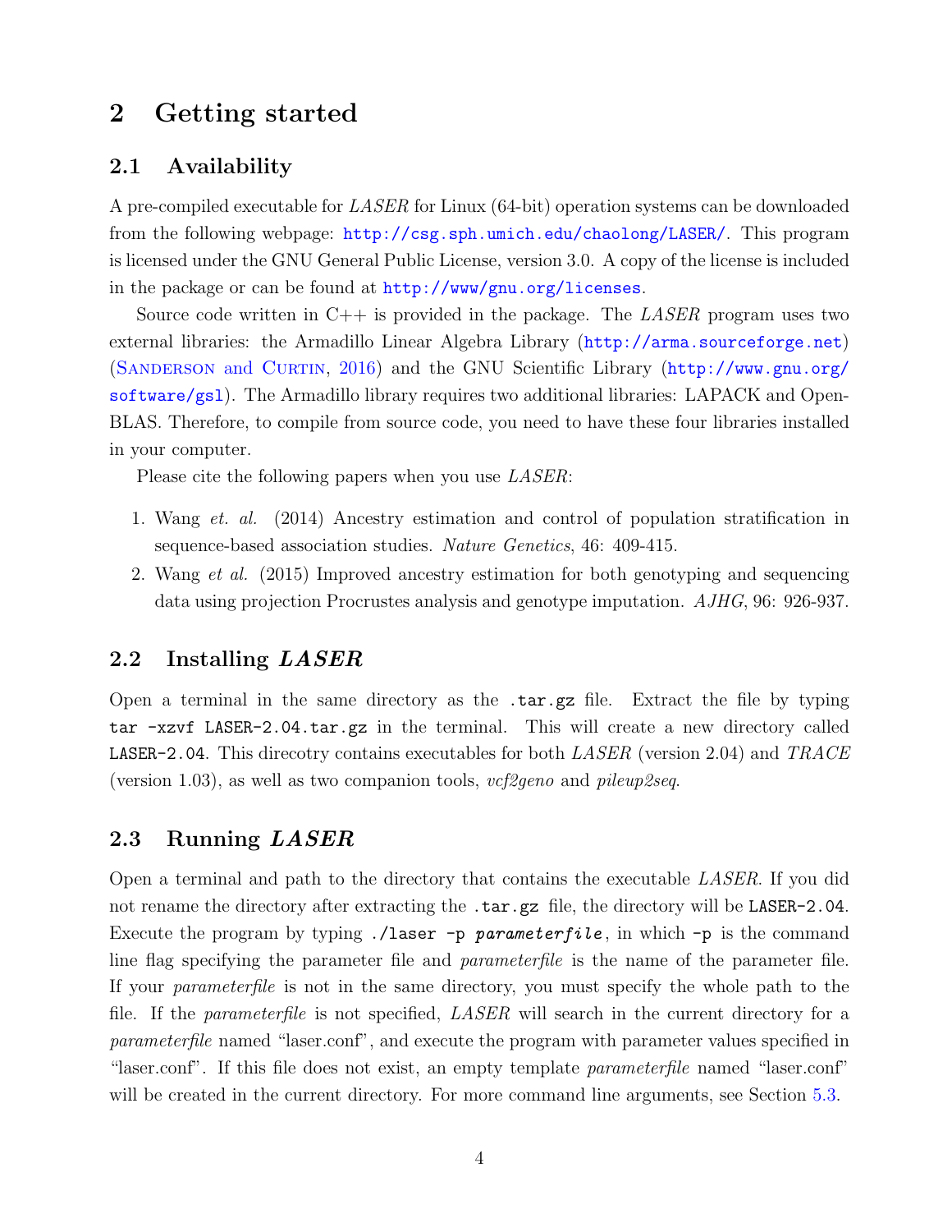# 2 Getting started

## 2.1 Availability

A pre-compiled executable for *LASER* for Linux (64-bit) operation systems can be downloaded from the following webpage: http://csg.sph.umich.edu/chaolong/LASER/. This program is licensed under the GNU General Public License, version 3.0. A copy of the license is included in the package or can be found at http://www/gnu.org/licenses.

Source code written in C++ is provided in the package. The *LASER* program uses two external libraries: the Armadillo Linear Algebra Library (http://arma.sourceforge.net) (Sanderson and Curtin, 2016) and the GNU Scientific Library (http://www.gnu.org/software/gsl). The Armadillo library requires two additional libraries: LAPACK and OpenBLAS. Therefore, to compile from source code, you need to have these four libraries installed in your computer.

Please cite the following papers when you use *LASER*:

1. Wang *et. al.* (2014) Ancestry estimation and control of population stratification in sequence-based association studies. *Nature Genetics*, 46: 409-415.
2. Wang *et al.* (2015) Improved ancestry estimation for both genotyping and sequencing data using projection Procrustes analysis and genotype imputation. *AJHG*, 96: 926-937.

## 2.2 Installing *LASER*

Open a terminal in the same directory as the `.tar.gz` file. Extract the file by typing `tar -xzvf LASER-2.04.tar.gz` in the terminal. This will create a new directory called `LASER-2.04`. This direcotry contains executables for both *LASER* (version 2.04) and *TRACE* (version 1.03), as well as two companion tools, *vcf2geno* and *pileup2seq*.

## 2.3 Running *LASER*

Open a terminal and path to the directory that contains the executable *LASER*. If you did not rename the directory after extracting the `.tar.gz` file, the directory will be `LASER-2.04`. Execute the program by typing `./laser -p` ***`parameterfile`***, in which `-p` is the command line flag specifying the parameter file and *parameterfile* is the name of the parameter file. If your *parameterfile* is not in the same directory, you must specify the whole path to the file. If the *parameterfile* is not specified, *LASER* will search in the current directory for a *parameterfile* named "laser.conf", and execute the program with parameter values specified in "laser.conf". If this file does not exist, an empty template *parameterfile* named "laser.conf" will be created in the current directory. For more command line arguments, see Section 5.3.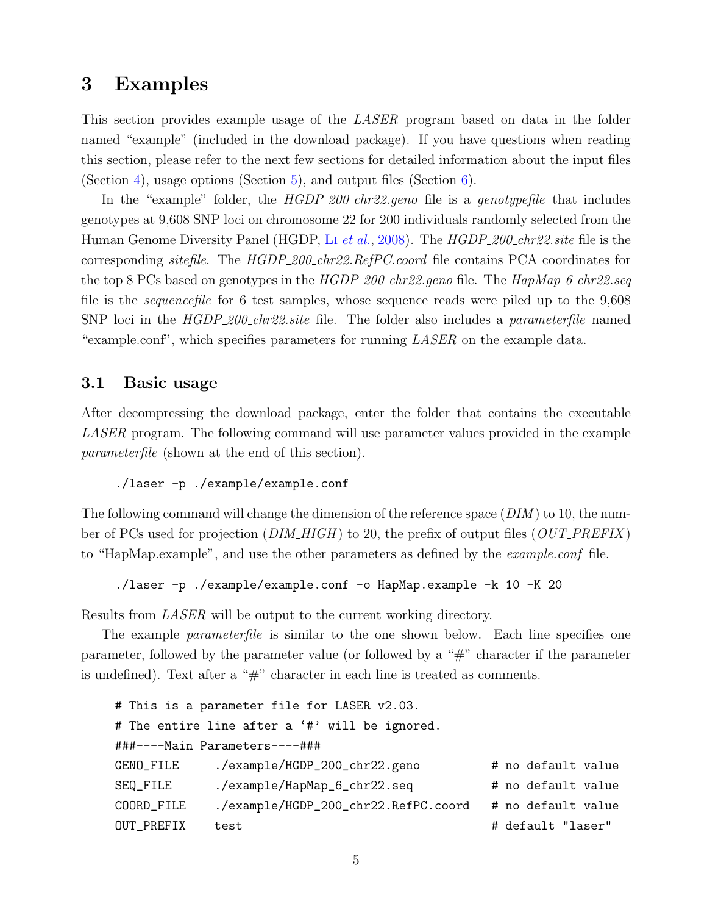# 3 Examples

This section provides example usage of the *LASER* program based on data in the folder named "example" (included in the download package). If you have questions when reading this section, please refer to the next few sections for detailed information about the input files (Section 4), usage options (Section 5), and output files (Section 6).

In the "example" folder, the *HGDP_200_chr22.geno* file is a *genotypefile* that includes genotypes at 9,608 SNP loci on chromosome 22 for 200 individuals randomly selected from the Human Genome Diversity Panel (HGDP, Li *et al.*, 2008). The *HGDP_200_chr22.site* file is the corresponding *sitefile*. The *HGDP_200_chr22.RefPC.coord* file contains PCA coordinates for the top 8 PCs based on genotypes in the *HGDP_200_chr22.geno* file. The *HapMap_6_chr22.seq* file is the *sequencefile* for 6 test samples, whose sequence reads were piled up to the 9,608 SNP loci in the *HGDP_200_chr22.site* file. The folder also includes a *parameterfile* named "example.conf", which specifies parameters for running *LASER* on the example data.

## 3.1 Basic usage

After decompressing the download package, enter the folder that contains the executable *LASER* program. The following command will use parameter values provided in the example *parameterfile* (shown at the end of this section).

```
./laser -p ./example/example.conf
```

The following command will change the dimension of the reference space (*DIM*) to 10, the number of PCs used for projection (*DIM_HIGH*) to 20, the prefix of output files (*OUT_PREFIX*) to "HapMap.example", and use the other parameters as defined by the *example.conf* file.

```
./laser -p ./example/example.conf -o HapMap.example -k 10 -K 20
```

Results from *LASER* will be output to the current working directory.

The example *parameterfile* is similar to the one shown below. Each line specifies one parameter, followed by the parameter value (or followed by a "#" character if the parameter is undefined). Text after a "#" character in each line is treated as comments.

```
# This is a parameter file for LASER v2.03.
# The entire line after a '#' will be ignored.
###----Main Parameters----###
GENO_FILE     ./example/HGDP_200_chr22.geno          # no default value
SEQ_FILE      ./example/HapMap_6_chr22.seq           # no default value
COORD_FILE    ./example/HGDP_200_chr22.RefPC.coord   # no default value
OUT_PREFIX    test                                   # default "laser"
```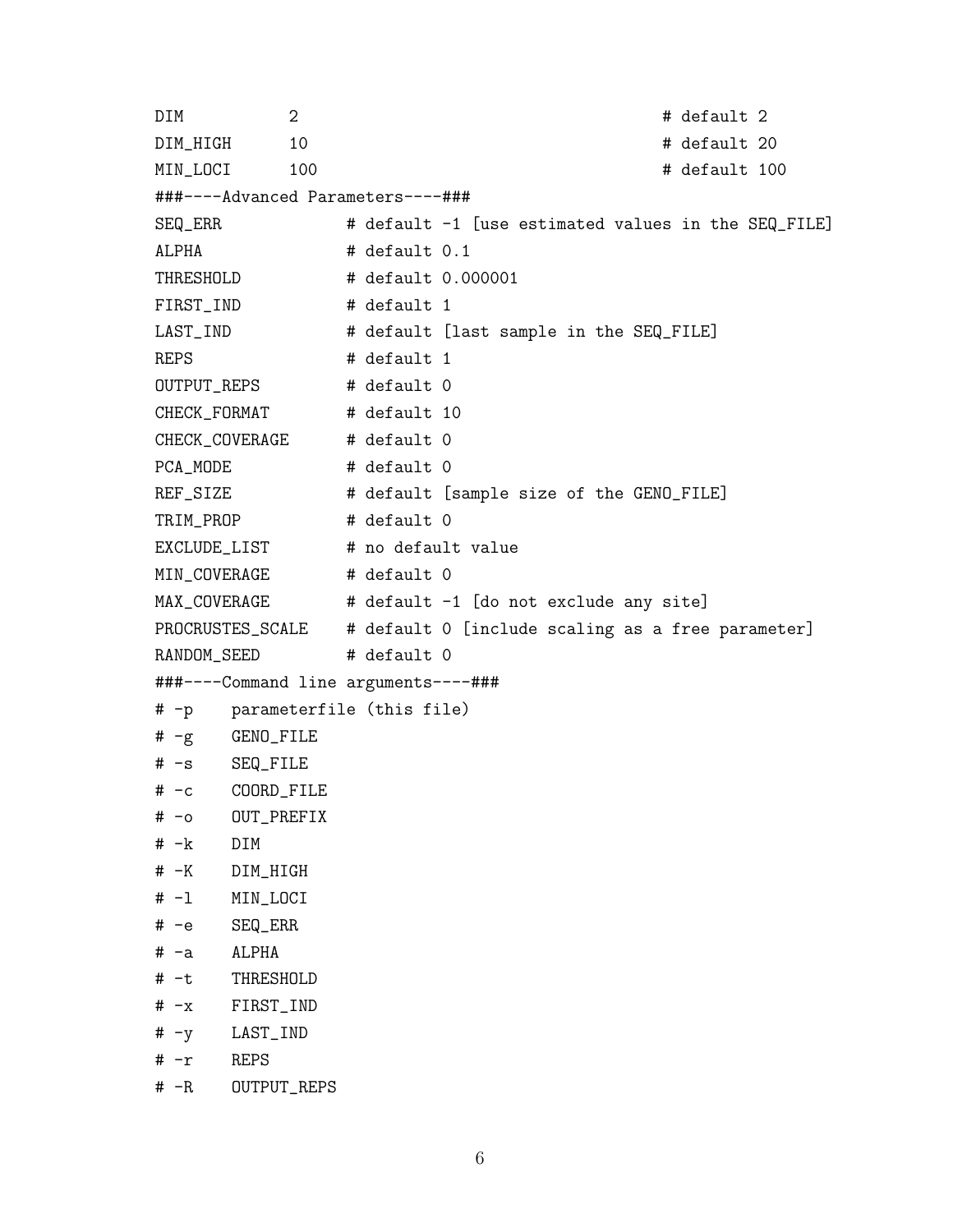```
DIM           2                                           # default 2
DIM_HIGH      10                                          # default 20
MIN_LOCI      100                                         # default 100
###----Advanced Parameters----###
SEQ_ERR             # default -1 [use estimated values in the SEQ_FILE]
ALPHA               # default 0.1
THRESHOLD           # default 0.000001
FIRST_IND           # default 1
LAST_IND            # default [last sample in the SEQ_FILE]
REPS                # default 1
OUTPUT_REPS         # default 0
CHECK_FORMAT        # default 10
CHECK_COVERAGE      # default 0
PCA_MODE            # default 0
REF_SIZE            # default [sample size of the GENO_FILE]
TRIM_PROP           # default 0
EXCLUDE_LIST        # no default value
MIN_COVERAGE        # default 0
MAX_COVERAGE        # default -1 [do not exclude any site]
PROCRUSTES_SCALE    # default 0 [include scaling as a free parameter]
RANDOM_SEED         # default 0
###----Command line arguments----###
# -p    parameterfile (this file)
# -g    GENO_FILE
# -s    SEQ_FILE
# -c    COORD_FILE
# -o    OUT_PREFIX
# -k    DIM
# -K    DIM_HIGH
# -l    MIN_LOCI
# -e    SEQ_ERR
# -a    ALPHA
# -t    THRESHOLD
# -x    FIRST_IND
# -y    LAST_IND
# -r    REPS
# -R    OUTPUT_REPS
```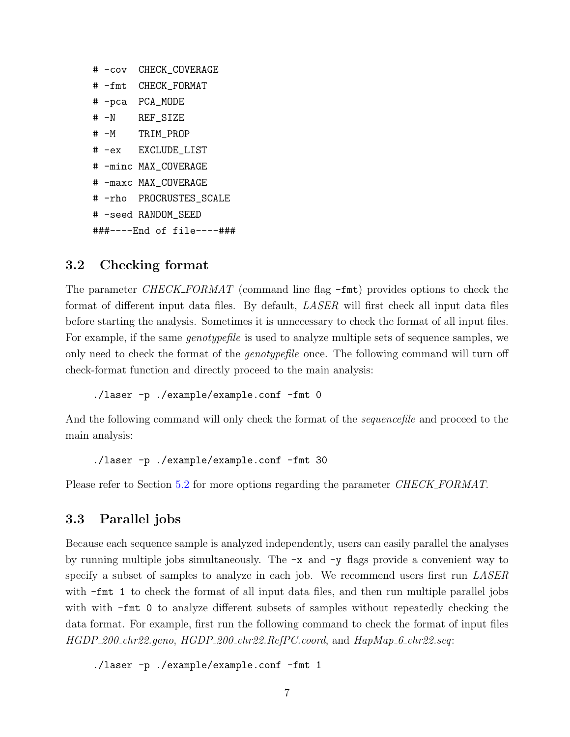```
# -cov  CHECK_COVERAGE
# -fmt  CHECK_FORMAT
# -pca  PCA_MODE
# -N    REF_SIZE
# -M    TRIM_PROP
# -ex   EXCLUDE_LIST
# -minc MAX_COVERAGE
# -maxc MAX_COVERAGE
# -rho  PROCRUSTES_SCALE
# -seed RANDOM_SEED
###----End of file----###
```

## 3.2 Checking format

The parameter *CHECK_FORMAT* (command line flag `-fmt`) provides options to check the format of different input data files. By default, *LASER* will first check all input data files before starting the analysis. Sometimes it is unnecessary to check the format of all input files. For example, if the same *genotypefile* is used to analyze multiple sets of sequence samples, we only need to check the format of the *genotypefile* once. The following command will turn off check-format function and directly proceed to the main analysis:

```
./laser -p ./example/example.conf -fmt 0
```

And the following command will only check the format of the *sequencefile* and proceed to the main analysis:

```
./laser -p ./example/example.conf -fmt 30
```

Please refer to Section 5.2 for more options regarding the parameter *CHECK_FORMAT*.

## 3.3 Parallel jobs

Because each sequence sample is analyzed independently, users can easily parallel the analyses by running multiple jobs simultaneously. The `-x` and `-y` flags provide a convenient way to specify a subset of samples to analyze in each job. We recommend users first run *LASER* with `-fmt 1` to check the format of all input data files, and then run multiple parallel jobs with with `-fmt 0` to analyze different subsets of samples without repeatedly checking the data format. For example, first run the following command to check the format of input files *HGDP_200_chr22.geno*, *HGDP_200_chr22.RefPC.coord*, and *HapMap_6_chr22.seq*:

```
./laser -p ./example/example.conf -fmt 1
```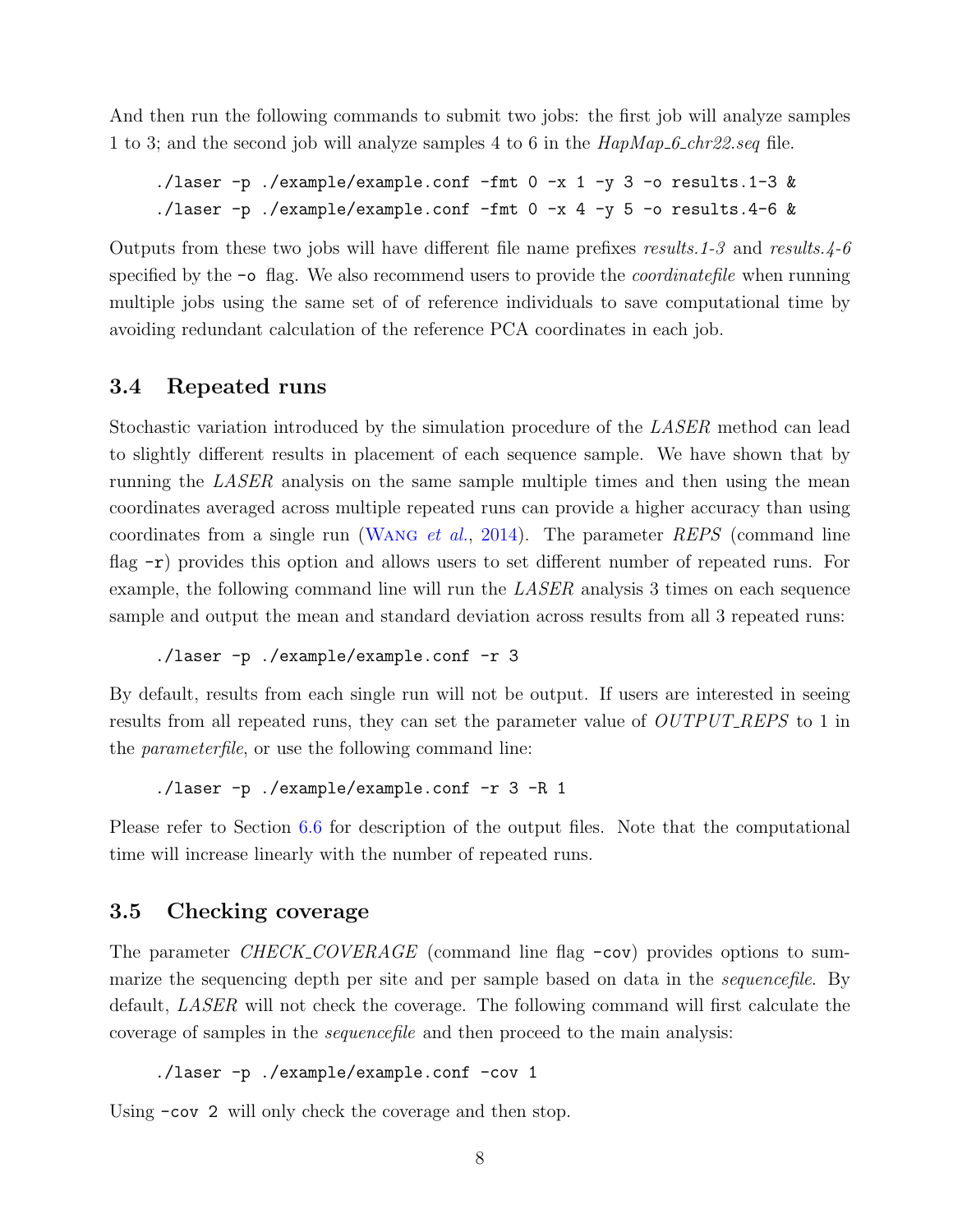And then run the following commands to submit two jobs: the first job will analyze samples 1 to 3; and the second job will analyze samples 4 to 6 in the *HapMap_6_chr22.seq* file.

```
./laser -p ./example/example.conf -fmt 0 -x 1 -y 3 -o results.1-3 &
./laser -p ./example/example.conf -fmt 0 -x 4 -y 5 -o results.4-6 &
```

Outputs from these two jobs will have different file name prefixes *results.1-3* and *results.4-6* specified by the `-o` flag. We also recommend users to provide the *coordinatefile* when running multiple jobs using the same set of of reference individuals to save computational time by avoiding redundant calculation of the reference PCA coordinates in each job.

## 3.4 Repeated runs

Stochastic variation introduced by the simulation procedure of the *LASER* method can lead to slightly different results in placement of each sequence sample. We have shown that by running the *LASER* analysis on the same sample multiple times and then using the mean coordinates averaged across multiple repeated runs can provide a higher accuracy than using coordinates from a single run (Wang *et al.*, 2014). The parameter *REPS* (command line flag `-r`) provides this option and allows users to set different number of repeated runs. For example, the following command line will run the *LASER* analysis 3 times on each sequence sample and output the mean and standard deviation across results from all 3 repeated runs:

```
./laser -p ./example/example.conf -r 3
```

By default, results from each single run will not be output. If users are interested in seeing results from all repeated runs, they can set the parameter value of *OUTPUT_REPS* to 1 in the *parameterfile*, or use the following command line:

```
./laser -p ./example/example.conf -r 3 -R 1
```

Please refer to Section 6.6 for description of the output files. Note that the computational time will increase linearly with the number of repeated runs.

## 3.5 Checking coverage

The parameter *CHECK_COVERAGE* (command line flag `-cov`) provides options to summarize the sequencing depth per site and per sample based on data in the *sequencefile*. By default, *LASER* will not check the coverage. The following command will first calculate the coverage of samples in the *sequencefile* and then proceed to the main analysis:

```
./laser -p ./example/example.conf -cov 1
```

Using `-cov 2` will only check the coverage and then stop.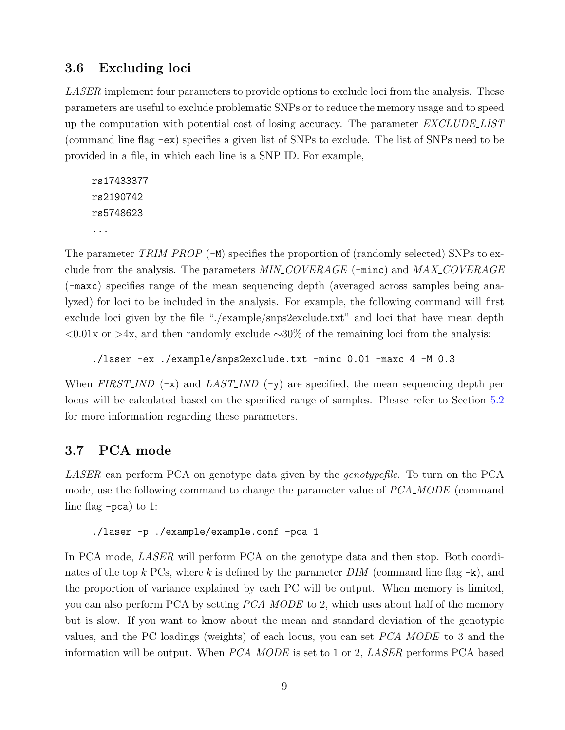## 3.6 Excluding loci

*LASER* implement four parameters to provide options to exclude loci from the analysis. These parameters are useful to exclude problematic SNPs or to reduce the memory usage and to speed up the computation with potential cost of losing accuracy. The parameter *EXCLUDE_LIST* (command line flag `-ex`) specifies a given list of SNPs to exclude. The list of SNPs need to be provided in a file, in which each line is a SNP ID. For example,

```
rs17433377
rs2190742
rs5748623
...
```

The parameter *TRIM_PROP* (`-M`) specifies the proportion of (randomly selected) SNPs to exclude from the analysis. The parameters *MIN_COVERAGE* (`-minc`) and *MAX_COVERAGE* (`-maxc`) specifies range of the mean sequencing depth (averaged across samples being analyzed) for loci to be included in the analysis. For example, the following command will first exclude loci given by the file "./example/snps2exclude.txt" and loci that have mean depth <0.01x or >4x, and then randomly exclude ∼30% of the remaining loci from the analysis:

```
./laser -ex ./example/snps2exclude.txt -minc 0.01 -maxc 4 -M 0.3
```

When *FIRST_IND* (`-x`) and *LAST_IND* (`-y`) are specified, the mean sequencing depth per locus will be calculated based on the specified range of samples. Please refer to Section 5.2 for more information regarding these parameters.

## 3.7 PCA mode

*LASER* can perform PCA on genotype data given by the *genotypefile*. To turn on the PCA mode, use the following command to change the parameter value of *PCA_MODE* (command line flag `-pca`) to 1:

```
./laser -p ./example/example.conf -pca 1
```

In PCA mode, *LASER* will perform PCA on the genotype data and then stop. Both coordinates of the top $k$ PCs, where $k$ is defined by the parameter *DIM* (command line flag `-k`), and the proportion of variance explained by each PC will be output. When memory is limited, you can also perform PCA by setting *PCA_MODE* to 2, which uses about half of the memory but is slow. If you want to know about the mean and standard deviation of the genotypic values, and the PC loadings (weights) of each locus, you can set *PCA_MODE* to 3 and the information will be output. When *PCA_MODE* is set to 1 or 2, *LASER* performs PCA based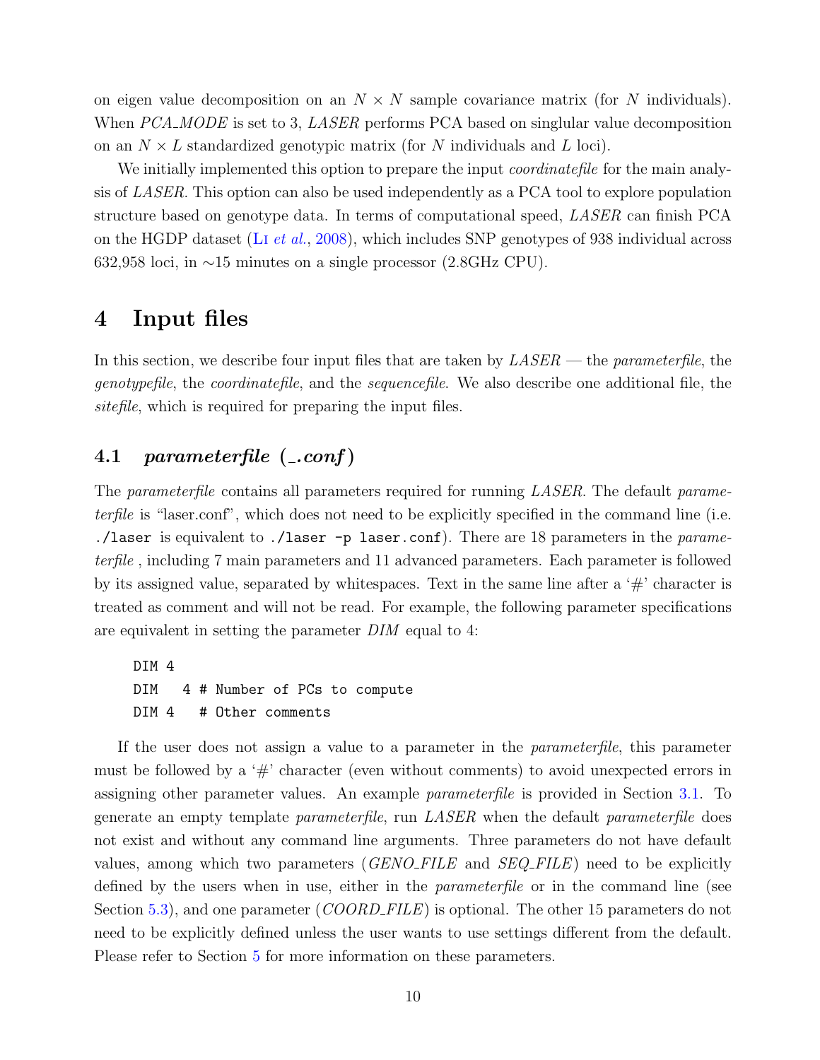on eigen value decomposition on an $N \times N$ sample covariance matrix (for $N$ individuals). When *PCA_MODE* is set to 3, *LASER* performs PCA based on singlular value decomposition on an $N \times L$ standardized genotypic matrix (for $N$ individuals and $L$ loci).

We initially implemented this option to prepare the input *coordinatefile* for the main analysis of *LASER*. This option can also be used independently as a PCA tool to explore population structure based on genotype data. In terms of computational speed, *LASER* can finish PCA on the HGDP dataset (Li *et al.*, 2008), which includes SNP genotypes of 938 individual across 632,958 loci, in ∼15 minutes on a single processor (2.8GHz CPU).

# 4 Input files

In this section, we describe four input files that are taken by *LASER* — the *parameterfile*, the *genotypefile*, the *coordinatefile*, and the *sequencefile*. We also describe one additional file, the *sitefile*, which is required for preparing the input files.

## 4.1 *parameterfile* (*.conf*)

The *parameterfile* contains all parameters required for running *LASER*. The default *parameterfile* is "laser.conf", which does not need to be explicitly specified in the command line (i.e. `./laser` is equivalent to `./laser -p laser.conf`). There are 18 parameters in the *parameterfile* , including 7 main parameters and 11 advanced parameters. Each parameter is followed by its assigned value, separated by whitespaces. Text in the same line after a '#' character is treated as comment and will not be read. For example, the following parameter specifications are equivalent in setting the parameter *DIM* equal to 4:

```
DIM 4
DIM   4 # Number of PCs to compute
DIM 4   # Other comments
```

If the user does not assign a value to a parameter in the *parameterfile*, this parameter must be followed by a '#' character (even without comments) to avoid unexpected errors in assigning other parameter values. An example *parameterfile* is provided in Section 3.1. To generate an empty template *parameterfile*, run *LASER* when the default *parameterfile* does not exist and without any command line arguments. Three parameters do not have default values, among which two parameters (*GENO_FILE* and *SEQ_FILE*) need to be explicitly defined by the users when in use, either in the *parameterfile* or in the command line (see Section 5.3), and one parameter (*COORD_FILE*) is optional. The other 15 parameters do not need to be explicitly defined unless the user wants to use settings different from the default. Please refer to Section 5 for more information on these parameters.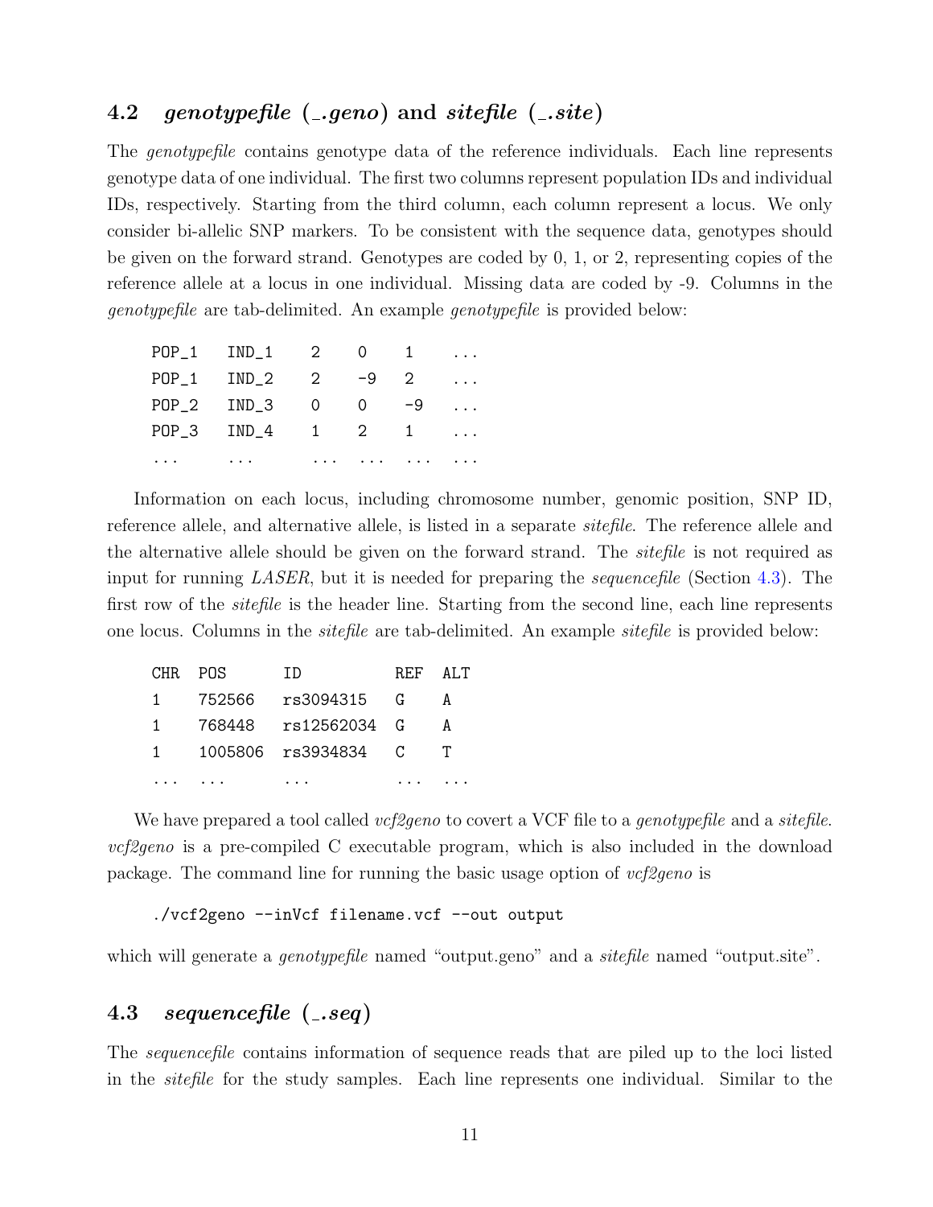### 4.2 *genotypefile* (*_.geno*) and *sitefile* (*_.site*)

The *genotypefile* contains genotype data of the reference individuals. Each line represents genotype data of one individual. The first two columns represent population IDs and individual IDs, respectively. Starting from the third column, each column represent a locus. We only consider bi-allelic SNP markers. To be consistent with the sequence data, genotypes should be given on the forward strand. Genotypes are coded by 0, 1, or 2, representing copies of the reference allele at a locus in one individual. Missing data are coded by -9. Columns in the *genotypefile* are tab-delimited. An example *genotypefile* is provided below:

```
POP_1   IND_1   2   0    1    ...
POP_1   IND_2   2   -9   2    ...
POP_2   IND_3   0   0    -9   ...
POP_3   IND_4   1   2    1    ...
...     ...     ... ...  ...  ...
```

Information on each locus, including chromosome number, genomic position, SNP ID, reference allele, and alternative allele, is listed in a separate *sitefile*. The reference allele and the alternative allele should be given on the forward strand. The *sitefile* is not required as input for running *LASER*, but it is needed for preparing the *sequencefile* (Section 4.3). The first row of the *sitefile* is the header line. Starting from the second line, each line represents one locus. Columns in the *sitefile* are tab-delimited. An example *sitefile* is provided below:

```
CHR  POS      ID          REF  ALT
1    752566   rs3094315   G    A
1    768448   rs12562034  G    A
1    1005806  rs3934834   C    T
...  ...      ...         ...  ...
```

We have prepared a tool called *vcf2geno* to covert a VCF file to a *genotypefile* and a *sitefile*. *vcf2geno* is a pre-compiled C executable program, which is also included in the download package. The command line for running the basic usage option of *vcf2geno* is

```
./vcf2geno --inVcf filename.vcf --out output
```

which will generate a *genotypefile* named "output.geno" and a *sitefile* named "output.site".

### 4.3 *sequencefile* (*_.seq*)

The *sequencefile* contains information of sequence reads that are piled up to the loci listed in the *sitefile* for the study samples. Each line represents one individual. Similar to the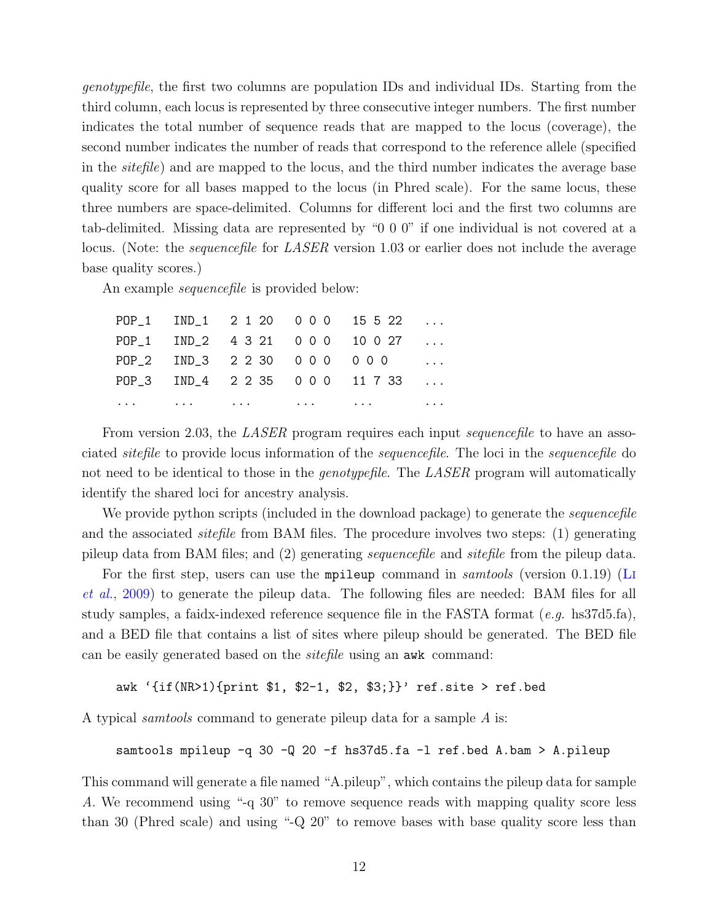*genotypefile*, the first two columns are population IDs and individual IDs. Starting from the third column, each locus is represented by three consecutive integer numbers. The first number indicates the total number of sequence reads that are mapped to the locus (coverage), the second number indicates the number of reads that correspond to the reference allele (specified in the *sitefile*) and are mapped to the locus, and the third number indicates the average base quality score for all bases mapped to the locus (in Phred scale). For the same locus, these three numbers are space-delimited. Columns for different loci and the first two columns are tab-delimited. Missing data are represented by "0 0 0" if one individual is not covered at a locus. (Note: the *sequencefile* for *LASER* version 1.03 or earlier does not include the average base quality scores.)

An example *sequencefile* is provided below:

```
POP_1   IND_1   2 1 20   0 0 0   15 5 22   ...
POP_1   IND_2   4 3 21   0 0 0   10 0 27   ...
POP_2   IND_3   2 2 30   0 0 0   0 0 0     ...
POP_3   IND_4   2 2 35   0 0 0   11 7 33   ...
...     ...     ...      ...     ...       ...
```

From version 2.03, the *LASER* program requires each input *sequencefile* to have an associated *sitefile* to provide locus information of the *sequencefile*. The loci in the *sequencefile* do not need to be identical to those in the *genotypefile*. The *LASER* program will automatically identify the shared loci for ancestry analysis.

We provide python scripts (included in the download package) to generate the *sequencefile* and the associated *sitefile* from BAM files. The procedure involves two steps: (1) generating pileup data from BAM files; and (2) generating *sequencefile* and *sitefile* from the pileup data.

For the first step, users can use the `mpileup` command in *samtools* (version 0.1.19) (Li *et al.*, 2009) to generate the pileup data. The following files are needed: BAM files for all study samples, a faidx-indexed reference sequence file in the FASTA format (*e.g.* hs37d5.fa), and a BED file that contains a list of sites where pileup should be generated. The BED file can be easily generated based on the *sitefile* using an `awk` command:

```
awk '{if(NR>1){print $1, $2-1, $2, $3;}}' ref.site > ref.bed
```

A typical *samtools* command to generate pileup data for a sample *A* is:

```
samtools mpileup -q 30 -Q 20 -f hs37d5.fa -l ref.bed A.bam > A.pileup
```

This command will generate a file named "A.pileup", which contains the pileup data for sample *A*. We recommend using "-q 30" to remove sequence reads with mapping quality score less than 30 (Phred scale) and using "-Q 20" to remove bases with base quality score less than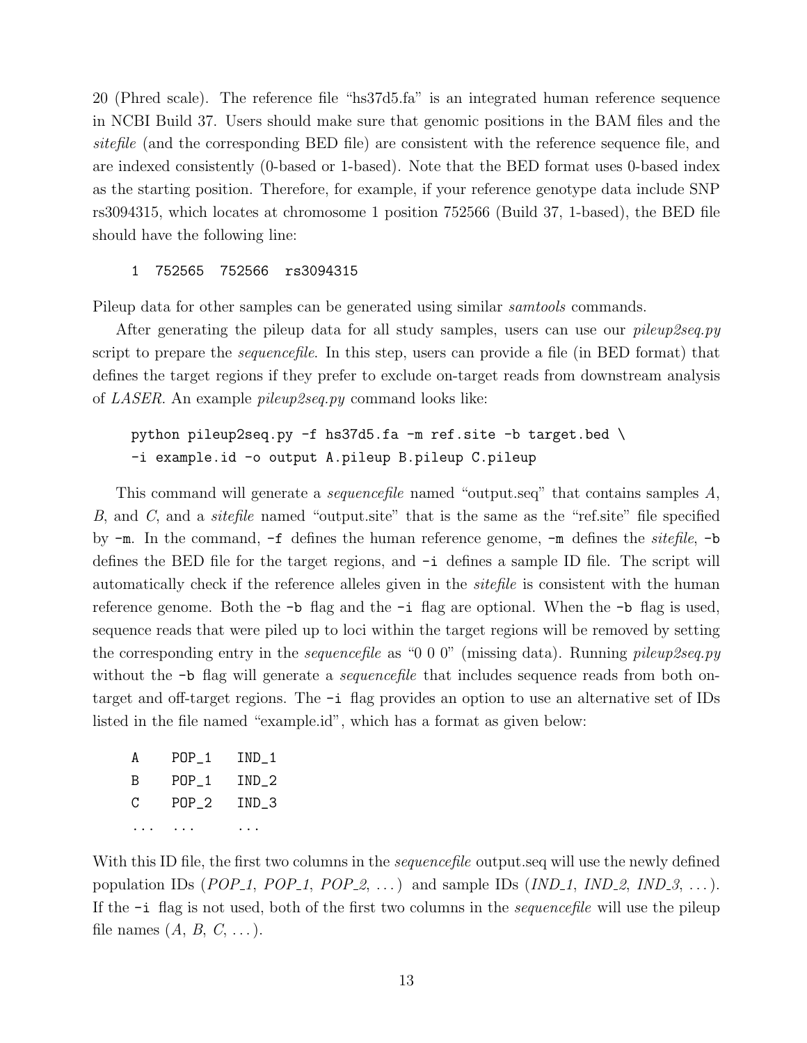20 (Phred scale). The reference file "hs37d5.fa" is an integrated human reference sequence in NCBI Build 37. Users should make sure that genomic positions in the BAM files and the *sitefile* (and the corresponding BED file) are consistent with the reference sequence file, and are indexed consistently (0-based or 1-based). Note that the BED format uses 0-based index as the starting position. Therefore, for example, if your reference genotype data include SNP rs3094315, which locates at chromosome 1 position 752566 (Build 37, 1-based), the BED file should have the following line:

```
1  752565  752566  rs3094315
```

Pileup data for other samples can be generated using similar *samtools* commands.

After generating the pileup data for all study samples, users can use our *pileup2seq.py* script to prepare the *sequencefile*. In this step, users can provide a file (in BED format) that defines the target regions if they prefer to exclude on-target reads from downstream analysis of *LASER*. An example *pileup2seq.py* command looks like:

```
python pileup2seq.py -f hs37d5.fa -m ref.site -b target.bed \
-i example.id -o output A.pileup B.pileup C.pileup
```

This command will generate a *sequencefile* named "output.seq" that contains samples *A*, *B*, and *C*, and a *sitefile* named "output.site" that is the same as the "ref.site" file specified by `-m`. In the command, `-f` defines the human reference genome, `-m` defines the *sitefile*, `-b` defines the BED file for the target regions, and `-i` defines a sample ID file. The script will automatically check if the reference alleles given in the *sitefile* is consistent with the human reference genome. Both the `-b` flag and the `-i` flag are optional. When the `-b` flag is used, sequence reads that were piled up to loci within the target regions will be removed by setting the corresponding entry in the *sequencefile* as "0 0 0" (missing data). Running *pileup2seq.py* without the `-b` flag will generate a *sequencefile* that includes sequence reads from both on-target and off-target regions. The `-i` flag provides an option to use an alternative set of IDs listed in the file named "example.id", which has a format as given below:

```
A     POP_1    IND_1
B     POP_1    IND_2
C     POP_2    IND_3
...   ...      ...
```

With this ID file, the first two columns in the *sequencefile* output.seq will use the newly defined population IDs (*POP_1*, *POP_1*, *POP_2*, ...) and sample IDs (*IND_1*, *IND_2*, *IND_3*, ...). If the `-i` flag is not used, both of the first two columns in the *sequencefile* will use the pileup file names (*A*, *B*, *C*, ...).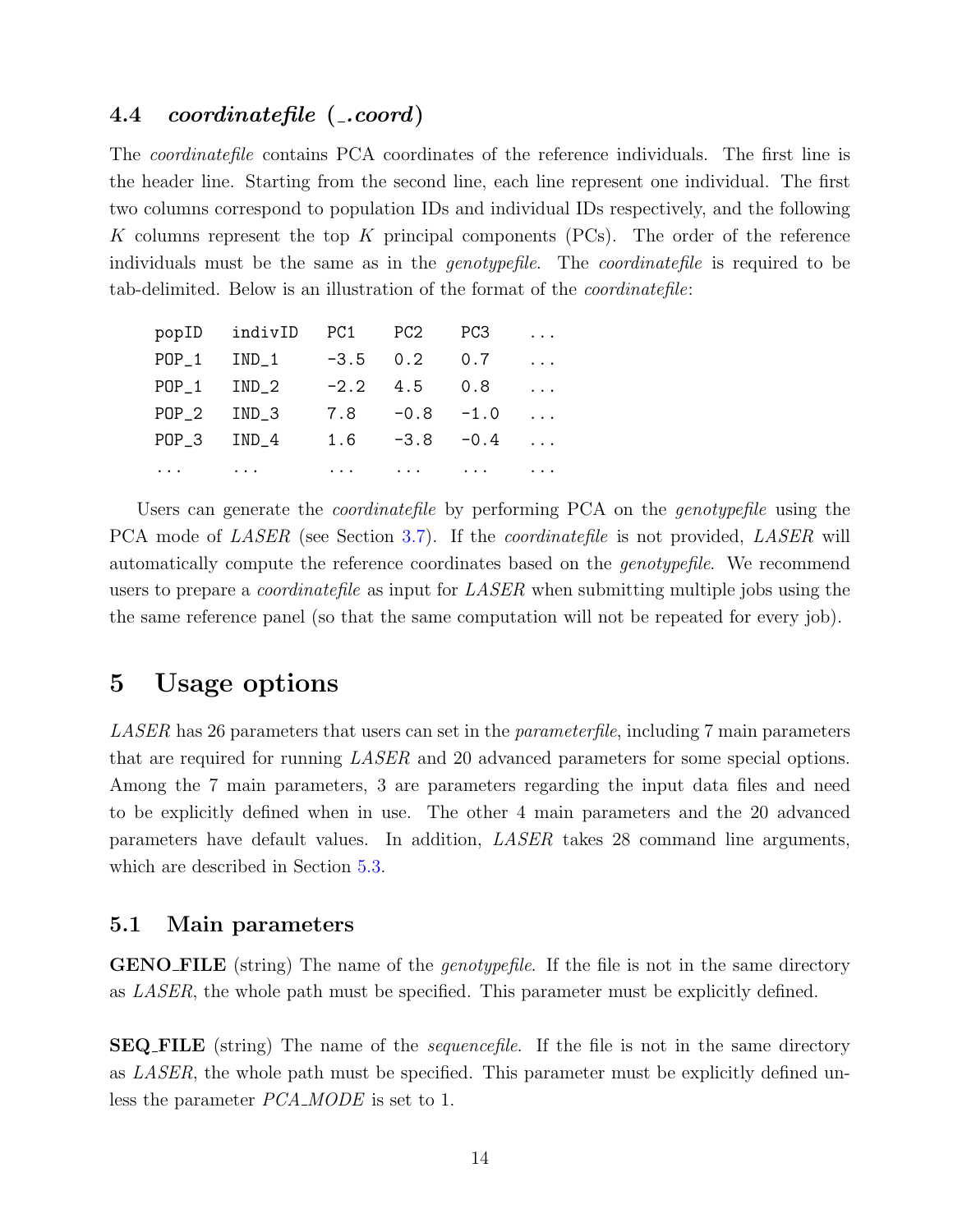### 4.4 *coordinatefile* (*_.coord*)

The *coordinatefile* contains PCA coordinates of the reference individuals. The first line is the header line. Starting from the second line, each line represent one individual. The first two columns correspond to population IDs and individual IDs respectively, and the following $K$ columns represent the top $K$ principal components (PCs). The order of the reference individuals must be the same as in the *genotypefile*. The *coordinatefile* is required to be tab-delimited. Below is an illustration of the format of the *coordinatefile*:

```
popID   indivID   PC1    PC2    PC3    ...
POP_1   IND_1     -3.5   0.2    0.7    ...
POP_1   IND_2     -2.2   4.5    0.8    ...
POP_2   IND_3     7.8    -0.8   -1.0   ...
POP_3   IND_4     1.6    -3.8   -0.4   ...
...     ...       ...    ...    ...    ...
```

Users can generate the *coordinatefile* by performing PCA on the *genotypefile* using the PCA mode of *LASER* (see Section 3.7). If the *coordinatefile* is not provided, *LASER* will automatically compute the reference coordinates based on the *genotypefile*. We recommend users to prepare a *coordinatefile* as input for *LASER* when submitting multiple jobs using the the same reference panel (so that the same computation will not be repeated for every job).

## 5 Usage options

*LASER* has 26 parameters that users can set in the *parameterfile*, including 7 main parameters that are required for running *LASER* and 20 advanced parameters for some special options. Among the 7 main parameters, 3 are parameters regarding the input data files and need to be explicitly defined when in use. The other 4 main parameters and the 20 advanced parameters have default values. In addition, *LASER* takes 28 command line arguments, which are described in Section 5.3.

### 5.1 Main parameters

**GENO_FILE** (string) The name of the *genotypefile*. If the file is not in the same directory as *LASER*, the whole path must be specified. This parameter must be explicitly defined.

**SEQ_FILE** (string) The name of the *sequencefile*. If the file is not in the same directory as *LASER*, the whole path must be specified. This parameter must be explicitly defined unless the parameter *PCA_MODE* is set to 1.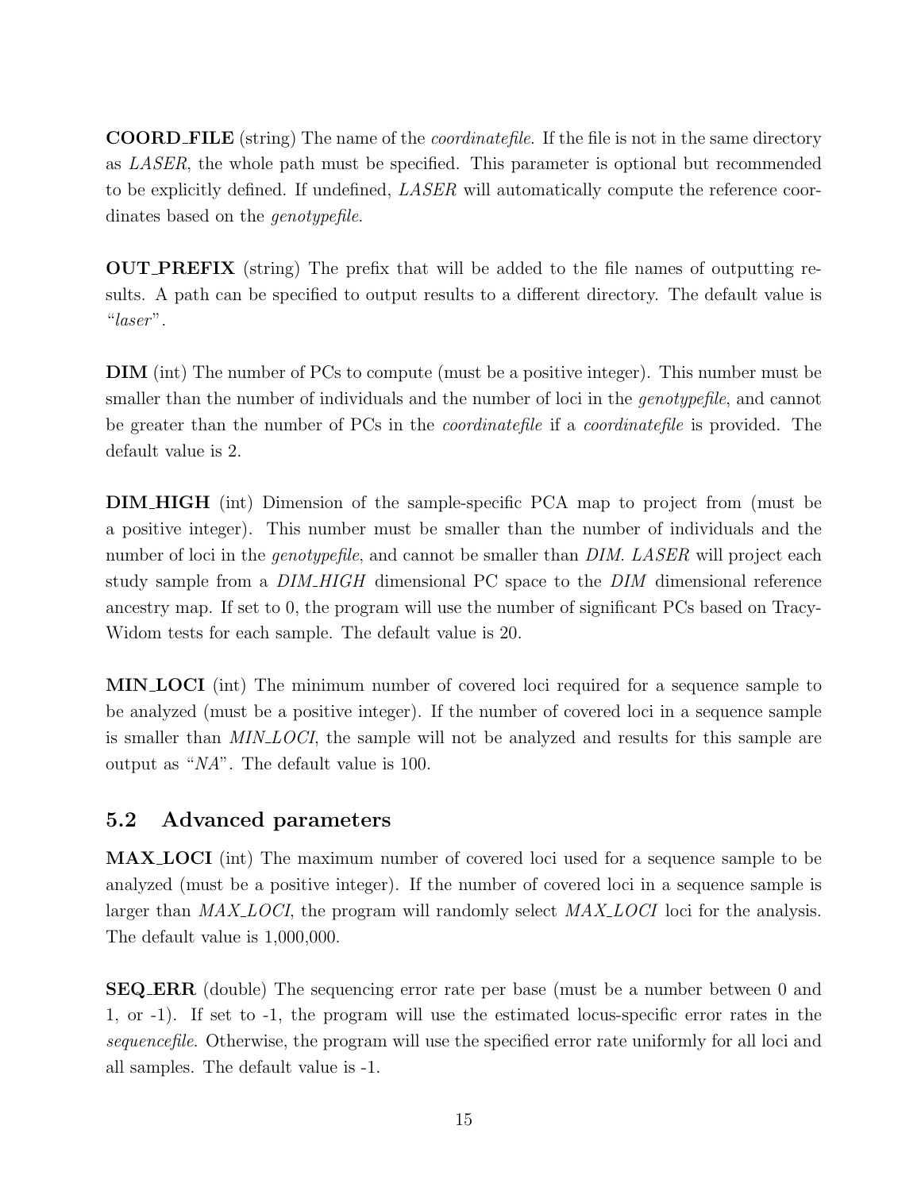**COORD_FILE** (string) The name of the *coordinatefile*. If the file is not in the same directory as *LASER*, the whole path must be specified. This parameter is optional but recommended to be explicitly defined. If undefined, *LASER* will automatically compute the reference coordinates based on the *genotypefile*.

**OUT_PREFIX** (string) The prefix that will be added to the file names of outputting results. A path can be specified to output results to a different directory. The default value is "*laser*".

**DIM** (int) The number of PCs to compute (must be a positive integer). This number must be smaller than the number of individuals and the number of loci in the *genotypefile*, and cannot be greater than the number of PCs in the *coordinatefile* if a *coordinatefile* is provided. The default value is 2.

**DIM_HIGH** (int) Dimension of the sample-specific PCA map to project from (must be a positive integer). This number must be smaller than the number of individuals and the number of loci in the *genotypefile*, and cannot be smaller than *DIM*. *LASER* will project each study sample from a *DIM_HIGH* dimensional PC space to the *DIM* dimensional reference ancestry map. If set to 0, the program will use the number of significant PCs based on Tracy-Widom tests for each sample. The default value is 20.

**MIN_LOCI** (int) The minimum number of covered loci required for a sequence sample to be analyzed (must be a positive integer). If the number of covered loci in a sequence sample is smaller than *MIN_LOCI*, the sample will not be analyzed and results for this sample are output as "*NA*". The default value is 100.

## 5.2 Advanced parameters

**MAX_LOCI** (int) The maximum number of covered loci used for a sequence sample to be analyzed (must be a positive integer). If the number of covered loci in a sequence sample is larger than *MAX_LOCI*, the program will randomly select *MAX_LOCI* loci for the analysis. The default value is 1,000,000.

**SEQ_ERR** (double) The sequencing error rate per base (must be a number between 0 and 1, or -1). If set to -1, the program will use the estimated locus-specific error rates in the *sequencefile*. Otherwise, the program will use the specified error rate uniformly for all loci and all samples. The default value is -1.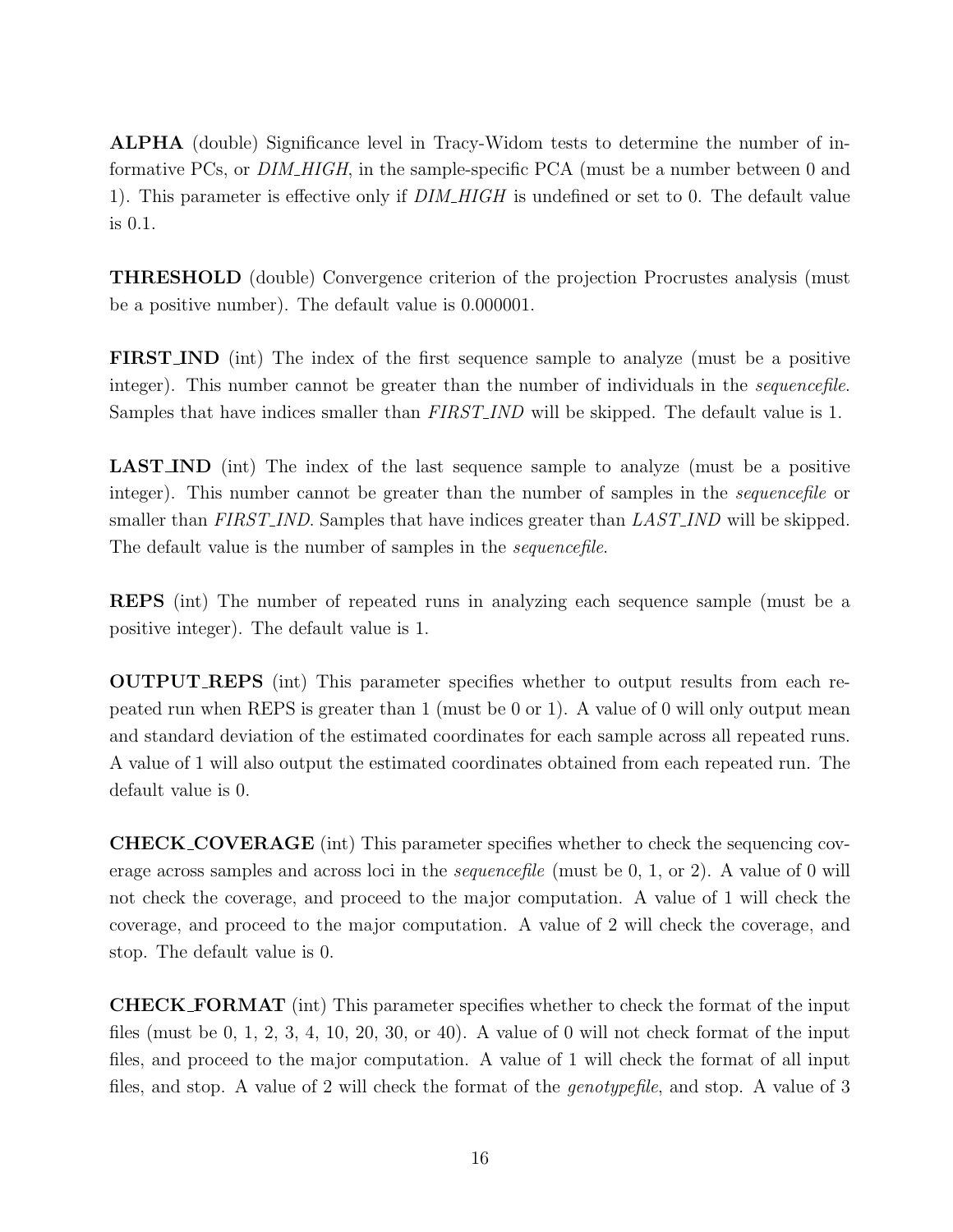**ALPHA** (double) Significance level in Tracy-Widom tests to determine the number of informative PCs, or *DIM_HIGH*, in the sample-specific PCA (must be a number between 0 and 1). This parameter is effective only if *DIM_HIGH* is undefined or set to 0. The default value is 0.1.

**THRESHOLD** (double) Convergence criterion of the projection Procrustes analysis (must be a positive number). The default value is 0.000001.

**FIRST_IND** (int) The index of the first sequence sample to analyze (must be a positive integer). This number cannot be greater than the number of individuals in the *sequencefile*. Samples that have indices smaller than *FIRST_IND* will be skipped. The default value is 1.

**LAST_IND** (int) The index of the last sequence sample to analyze (must be a positive integer). This number cannot be greater than the number of samples in the *sequencefile* or smaller than *FIRST_IND*. Samples that have indices greater than *LAST_IND* will be skipped. The default value is the number of samples in the *sequencefile*.

**REPS** (int) The number of repeated runs in analyzing each sequence sample (must be a positive integer). The default value is 1.

**OUTPUT_REPS** (int) This parameter specifies whether to output results from each repeated run when REPS is greater than 1 (must be 0 or 1). A value of 0 will only output mean and standard deviation of the estimated coordinates for each sample across all repeated runs. A value of 1 will also output the estimated coordinates obtained from each repeated run. The default value is 0.

**CHECK_COVERAGE** (int) This parameter specifies whether to check the sequencing coverage across samples and across loci in the *sequencefile* (must be 0, 1, or 2). A value of 0 will not check the coverage, and proceed to the major computation. A value of 1 will check the coverage, and proceed to the major computation. A value of 2 will check the coverage, and stop. The default value is 0.

**CHECK_FORMAT** (int) This parameter specifies whether to check the format of the input files (must be 0, 1, 2, 3, 4, 10, 20, 30, or 40). A value of 0 will not check format of the input files, and proceed to the major computation. A value of 1 will check the format of all input files, and stop. A value of 2 will check the format of the *genotypefile*, and stop. A value of 3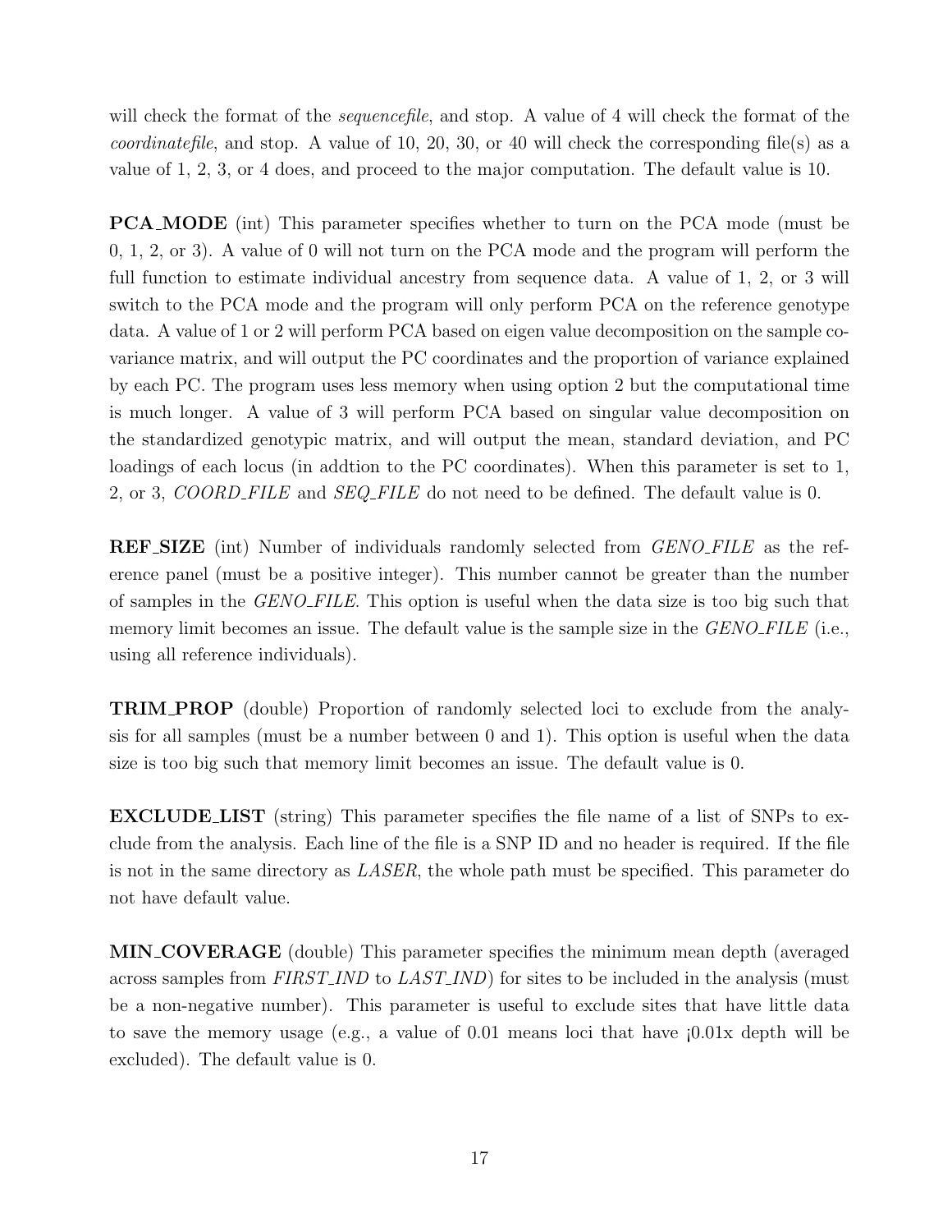will check the format of the *sequencefile*, and stop. A value of 4 will check the format of the *coordinatefile*, and stop. A value of 10, 20, 30, or 40 will check the corresponding file(s) as a value of 1, 2, 3, or 4 does, and proceed to the major computation. The default value is 10.

**PCA_MODE** (int) This parameter specifies whether to turn on the PCA mode (must be 0, 1, 2, or 3). A value of 0 will not turn on the PCA mode and the program will perform the full function to estimate individual ancestry from sequence data. A value of 1, 2, or 3 will switch to the PCA mode and the program will only perform PCA on the reference genotype data. A value of 1 or 2 will perform PCA based on eigen value decomposition on the sample covariance matrix, and will output the PC coordinates and the proportion of variance explained by each PC. The program uses less memory when using option 2 but the computational time is much longer. A value of 3 will perform PCA based on singular value decomposition on the standardized genotypic matrix, and will output the mean, standard deviation, and PC loadings of each locus (in addtion to the PC coordinates). When this parameter is set to 1, 2, or 3, *COORD_FILE* and *SEQ_FILE* do not need to be defined. The default value is 0.

**REF_SIZE** (int) Number of individuals randomly selected from *GENO_FILE* as the reference panel (must be a positive integer). This number cannot be greater than the number of samples in the *GENO_FILE*. This option is useful when the data size is too big such that memory limit becomes an issue. The default value is the sample size in the *GENO_FILE* (i.e., using all reference individuals).

**TRIM_PROP** (double) Proportion of randomly selected loci to exclude from the analysis for all samples (must be a number between 0 and 1). This option is useful when the data size is too big such that memory limit becomes an issue. The default value is 0.

**EXCLUDE_LIST** (string) This parameter specifies the file name of a list of SNPs to exclude from the analysis. Each line of the file is a SNP ID and no header is required. If the file is not in the same directory as *LASER*, the whole path must be specified. This parameter do not have default value.

**MIN_COVERAGE** (double) This parameter specifies the minimum mean depth (averaged across samples from *FIRST_IND* to *LAST_IND*) for sites to be included in the analysis (must be a non-negative number). This parameter is useful to exclude sites that have little data to save the memory usage (e.g., a value of 0.01 means loci that have ¡0.01x depth will be excluded). The default value is 0.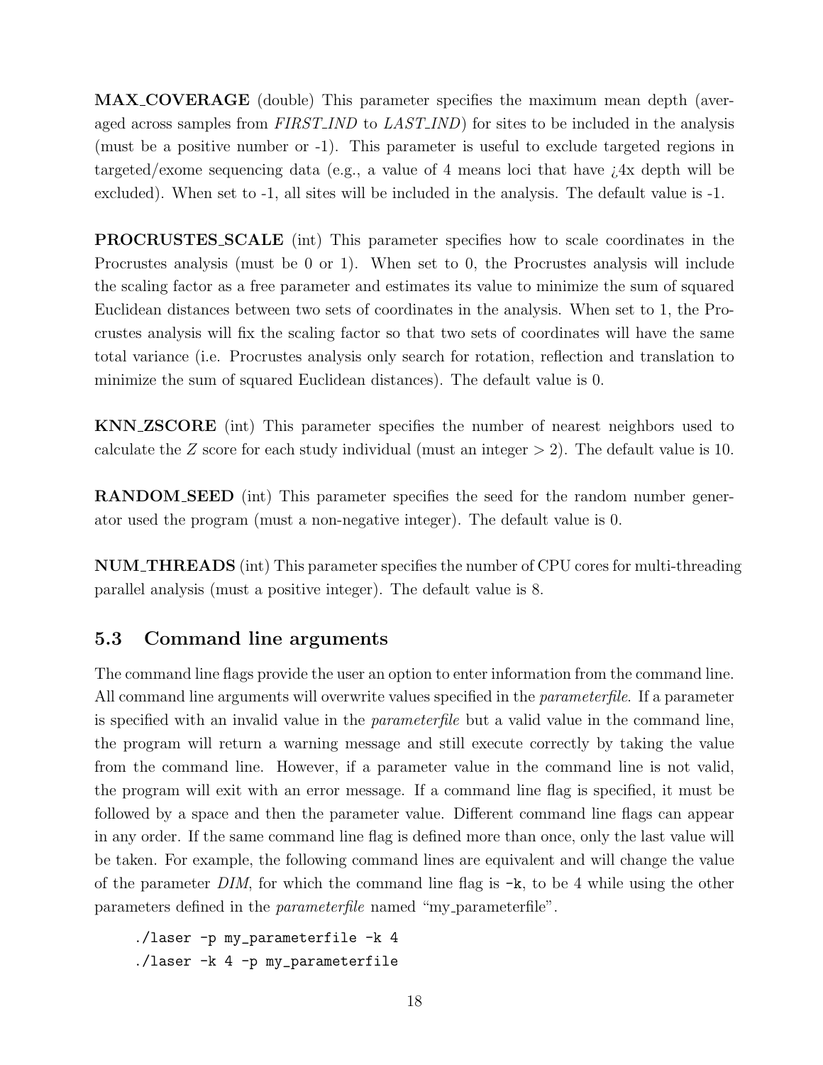**MAX_COVERAGE** (double) This parameter specifies the maximum mean depth (averaged across samples from *FIRST_IND* to *LAST_IND*) for sites to be included in the analysis (must be a positive number or -1). This parameter is useful to exclude targeted regions in targeted/exome sequencing data (e.g., a value of 4 means loci that have ¿4x depth will be excluded). When set to -1, all sites will be included in the analysis. The default value is -1.

**PROCRUSTES_SCALE** (int) This parameter specifies how to scale coordinates in the Procrustes analysis (must be 0 or 1). When set to 0, the Procrustes analysis will include the scaling factor as a free parameter and estimates its value to minimize the sum of squared Euclidean distances between two sets of coordinates in the analysis. When set to 1, the Procrustes analysis will fix the scaling factor so that two sets of coordinates will have the same total variance (i.e. Procrustes analysis only search for rotation, reflection and translation to minimize the sum of squared Euclidean distances). The default value is 0.

**KNN_ZSCORE** (int) This parameter specifies the number of nearest neighbors used to calculate the $Z$ score for each study individual (must an integer $> 2$). The default value is 10.

**RANDOM_SEED** (int) This parameter specifies the seed for the random number generator used the program (must a non-negative integer). The default value is 0.

**NUM_THREADS** (int) This parameter specifies the number of CPU cores for multi-threading parallel analysis (must a positive integer). The default value is 8.

## 5.3 Command line arguments

The command line flags provide the user an option to enter information from the command line. All command line arguments will overwrite values specified in the *parameterfile*. If a parameter is specified with an invalid value in the *parameterfile* but a valid value in the command line, the program will return a warning message and still execute correctly by taking the value from the command line. However, if a parameter value in the command line is not valid, the program will exit with an error message. If a command line flag is specified, it must be followed by a space and then the parameter value. Different command line flags can appear in any order. If the same command line flag is defined more than once, only the last value will be taken. For example, the following command lines are equivalent and will change the value of the parameter *DIM*, for which the command line flag is `-k`, to be 4 while using the other parameters defined in the *parameterfile* named "my_parameterfile".

```
./laser -p my_parameterfile -k 4
./laser -k 4 -p my_parameterfile
```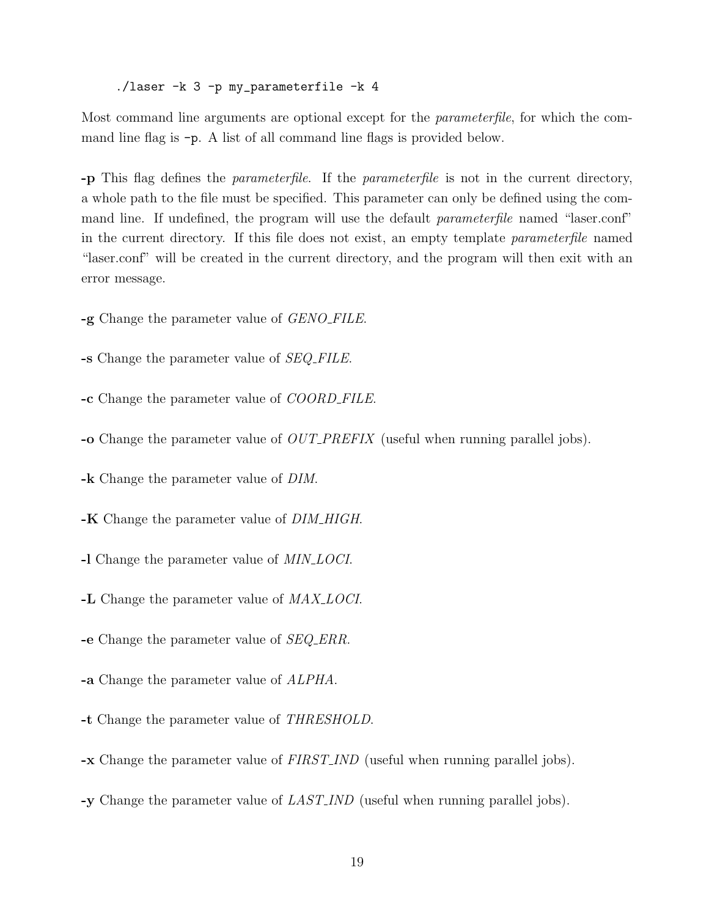```
./laser -k 3 -p my_parameterfile -k 4
```

Most command line arguments are optional except for the *parameterfile*, for which the command line flag is `-p`. A list of all command line flags is provided below.

**-p** This flag defines the *parameterfile*. If the *parameterfile* is not in the current directory, a whole path to the file must be specified. This parameter can only be defined using the command line. If undefined, the program will use the default *parameterfile* named "laser.conf" in the current directory. If this file does not exist, an empty template *parameterfile* named "laser.conf" will be created in the current directory, and the program will then exit with an error message.

**-g** Change the parameter value of *GENO_FILE*.

**-s** Change the parameter value of *SEQ_FILE*.

**-c** Change the parameter value of *COORD_FILE*.

**-o** Change the parameter value of *OUT_PREFIX* (useful when running parallel jobs).

**-k** Change the parameter value of *DIM*.

**-K** Change the parameter value of *DIM_HIGH*.

**-l** Change the parameter value of *MIN_LOCI*.

**-L** Change the parameter value of *MAX_LOCI*.

**-e** Change the parameter value of *SEQ_ERR*.

**-a** Change the parameter value of *ALPHA*.

**-t** Change the parameter value of *THRESHOLD*.

**-x** Change the parameter value of *FIRST_IND* (useful when running parallel jobs).

**-y** Change the parameter value of *LAST_IND* (useful when running parallel jobs).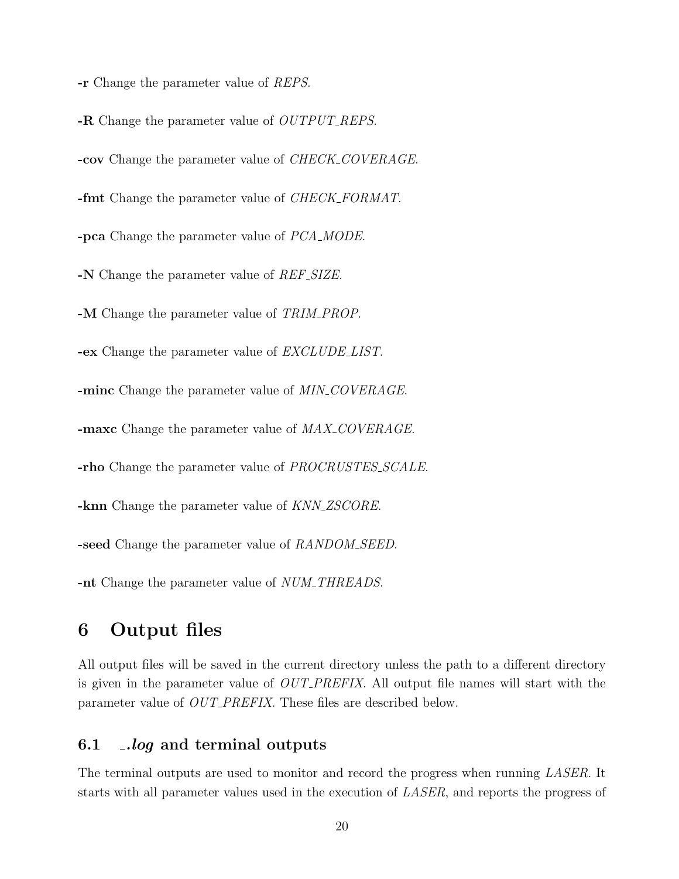**-r** Change the parameter value of *REPS*.

**-R** Change the parameter value of *OUTPUT_REPS*.

**-cov** Change the parameter value of *CHECK_COVERAGE*.

**-fmt** Change the parameter value of *CHECK_FORMAT*.

**-pca** Change the parameter value of *PCA_MODE*.

**-N** Change the parameter value of *REF_SIZE*.

**-M** Change the parameter value of *TRIM_PROP*.

**-ex** Change the parameter value of *EXCLUDE_LIST*.

**-minc** Change the parameter value of *MIN_COVERAGE*.

**-maxc** Change the parameter value of *MAX_COVERAGE*.

**-rho** Change the parameter value of *PROCRUSTES_SCALE*.

**-knn** Change the parameter value of *KNN_ZSCORE*.

**-seed** Change the parameter value of *RANDOM_SEED*.

**-nt** Change the parameter value of *NUM_THREADS*.

# 6 Output files

All output files will be saved in the current directory unless the path to a different directory is given in the parameter value of *OUT_PREFIX*. All output file names will start with the parameter value of *OUT_PREFIX*. These files are described below.

## 6.1 *.log* and terminal outputs

The terminal outputs are used to monitor and record the progress when running *LASER*. It starts with all parameter values used in the execution of *LASER*, and reports the progress of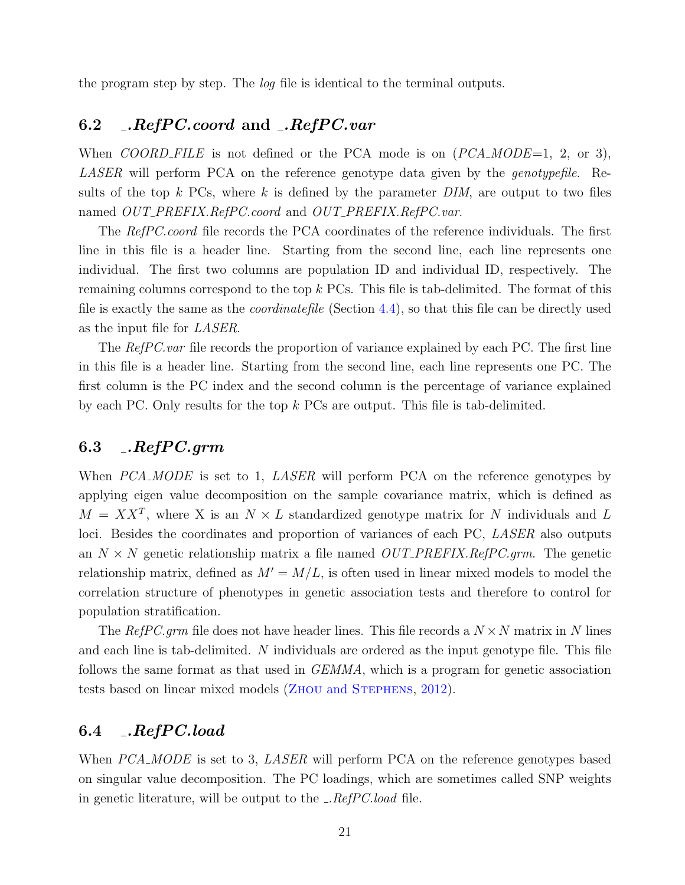the program step by step. The *log* file is identical to the terminal outputs.

## 6.2 *_.RefPC.coord* and *_.RefPC.var*

When *COORD_FILE* is not defined or the PCA mode is on (*PCA_MODE*=1, 2, or 3), *LASER* will perform PCA on the reference genotype data given by the *genotypefile*. Results of the top $k$ PCs, where $k$ is defined by the parameter *DIM*, are output to two files named *OUT_PREFIX.RefPC.coord* and *OUT_PREFIX.RefPC.var*.

The *RefPC.coord* file records the PCA coordinates of the reference individuals. The first line in this file is a header line. Starting from the second line, each line represents one individual. The first two columns are population ID and individual ID, respectively. The remaining columns correspond to the top $k$ PCs. This file is tab-delimited. The format of this file is exactly the same as the *coordinatefile* (Section 4.4), so that this file can be directly used as the input file for *LASER*.

The *RefPC.var* file records the proportion of variance explained by each PC. The first line in this file is a header line. Starting from the second line, each line represents one PC. The first column is the PC index and the second column is the percentage of variance explained by each PC. Only results for the top $k$ PCs are output. This file is tab-delimited.

## 6.3 *_.RefPC.grm*

When *PCA_MODE* is set to 1, *LASER* will perform PCA on the reference genotypes by applying eigen value decomposition on the sample covariance matrix, which is defined as $M = XX^T$, where X is an $N \times L$ standardized genotype matrix for $N$ individuals and $L$ loci. Besides the coordinates and proportion of variances of each PC, *LASER* also outputs an $N \times N$ genetic relationship matrix a file named *OUT_PREFIX.RefPC.grm*. The genetic relationship matrix, defined as $M' = M/L$, is often used in linear mixed models to model the correlation structure of phenotypes in genetic association tests and therefore to control for population stratification.

The *RefPC.grm* file does not have header lines. This file records a $N \times N$ matrix in $N$ lines and each line is tab-delimited. $N$ individuals are ordered as the input genotype file. This file follows the same format as that used in *GEMMA*, which is a program for genetic association tests based on linear mixed models (Zhou and Stephens, 2012).

## 6.4 *_.RefPC.load*

When *PCA_MODE* is set to 3, *LASER* will perform PCA on the reference genotypes based on singular value decomposition. The PC loadings, which are sometimes called SNP weights in genetic literature, will be output to the *_.RefPC.load* file.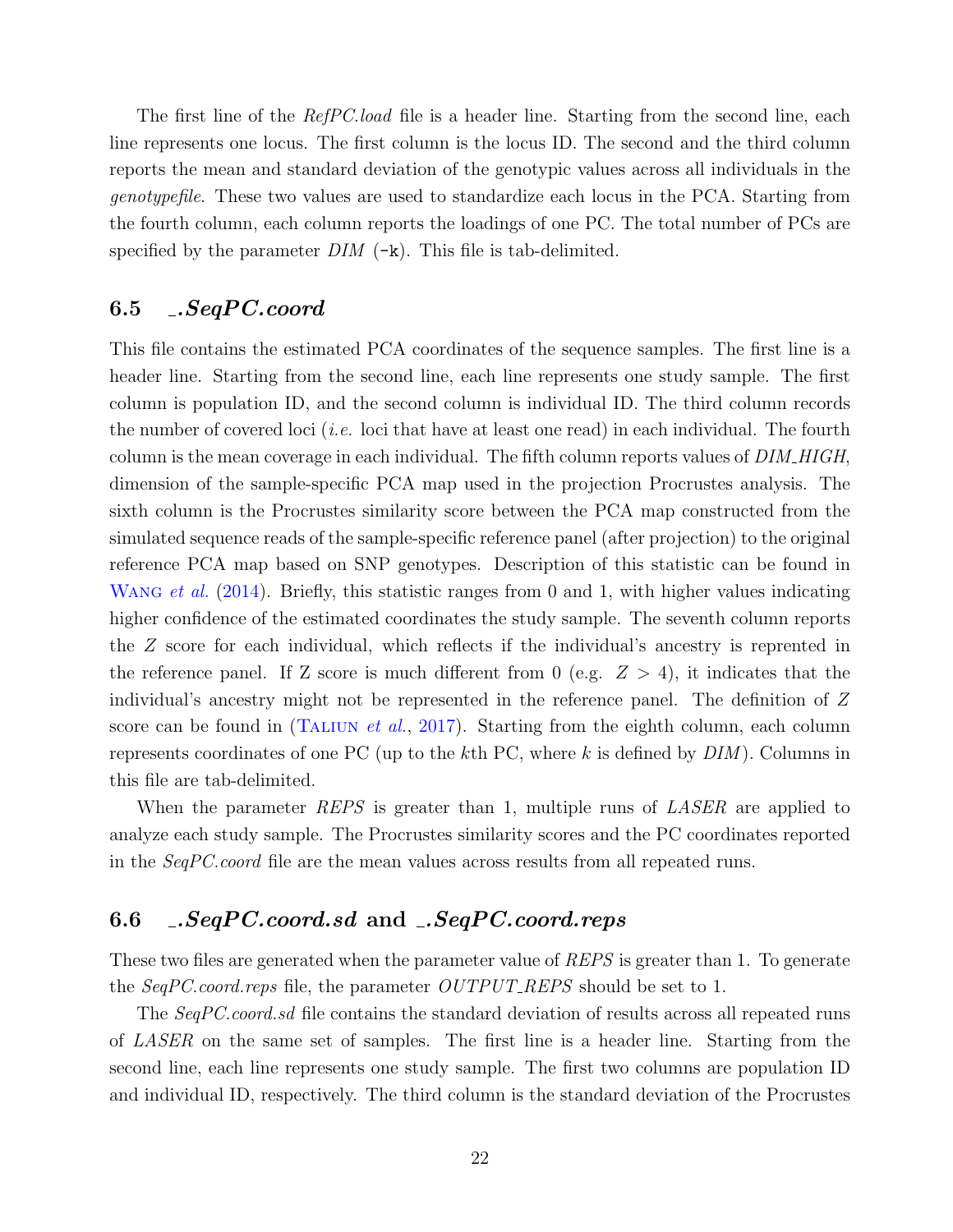The first line of the *RefPC.load* file is a header line. Starting from the second line, each line represents one locus. The first column is the locus ID. The second and the third column reports the mean and standard deviation of the genotypic values across all individuals in the *genotypefile*. These two values are used to standardize each locus in the PCA. Starting from the fourth column, each column reports the loadings of one PC. The total number of PCs are specified by the parameter *DIM* (`-k`). This file is tab-delimited.

## 6.5 *_.SeqPC.coord*

This file contains the estimated PCA coordinates of the sequence samples. The first line is a header line. Starting from the second line, each line represents one study sample. The first column is population ID, and the second column is individual ID. The third column records the number of covered loci (*i.e.* loci that have at least one read) in each individual. The fourth column is the mean coverage in each individual. The fifth column reports values of *DIM_HIGH*, dimension of the sample-specific PCA map used in the projection Procrustes analysis. The sixth column is the Procrustes similarity score between the PCA map constructed from the simulated sequence reads of the sample-specific reference panel (after projection) to the original reference PCA map based on SNP genotypes. Description of this statistic can be found in Wang *et al.* (2014). Briefly, this statistic ranges from 0 and 1, with higher values indicating higher confidence of the estimated coordinates the study sample. The seventh column reports the $Z$ score for each individual, which reflects if the individual's ancestry is reprented in the reference panel. If Z score is much different from 0 (e.g. $Z > 4$), it indicates that the individual's ancestry might not be represented in the reference panel. The definition of $Z$ score can be found in (Taliun *et al.*, 2017). Starting from the eighth column, each column represents coordinates of one PC (up to the $k$th PC, where $k$ is defined by *DIM*). Columns in this file are tab-delimited.

When the parameter *REPS* is greater than 1, multiple runs of *LASER* are applied to analyze each study sample. The Procrustes similarity scores and the PC coordinates reported in the *SeqPC.coord* file are the mean values across results from all repeated runs.

## 6.6 *_.SeqPC.coord.sd* and *_.SeqPC.coord.reps*

These two files are generated when the parameter value of *REPS* is greater than 1. To generate the *SeqPC.coord.reps* file, the parameter *OUTPUT_REPS* should be set to 1.

The *SeqPC.coord.sd* file contains the standard deviation of results across all repeated runs of *LASER* on the same set of samples. The first line is a header line. Starting from the second line, each line represents one study sample. The first two columns are population ID and individual ID, respectively. The third column is the standard deviation of the Procrustes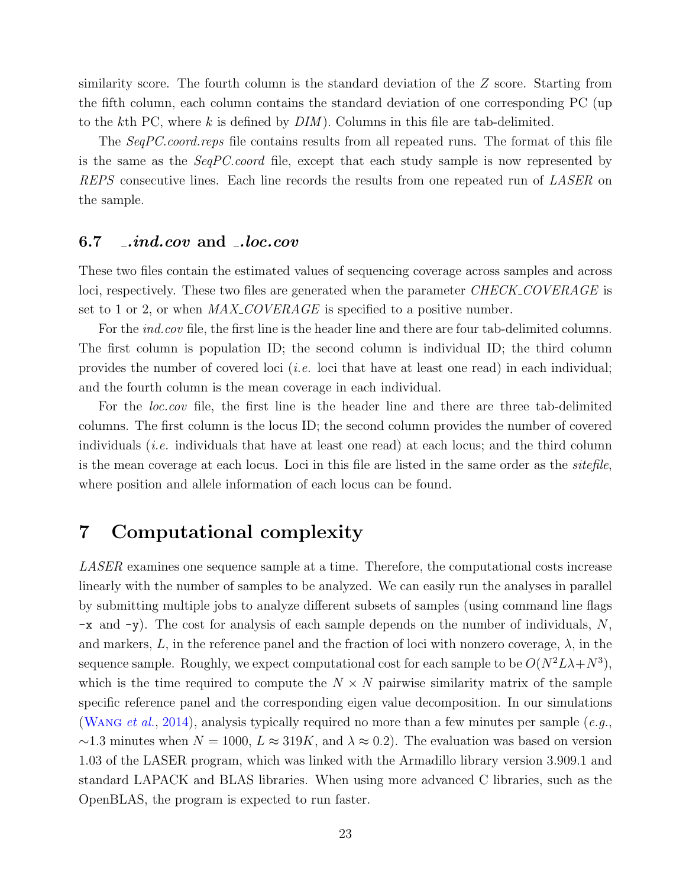similarity score. The fourth column is the standard deviation of the $Z$ score. Starting from the fifth column, each column contains the standard deviation of one corresponding PC (up to the $k$th PC, where $k$ is defined by *DIM*). Columns in this file are tab-delimited.

The *SeqPC.coord.reps* file contains results from all repeated runs. The format of this file is the same as the *SeqPC.coord* file, except that each study sample is now represented by *REPS* consecutive lines. Each line records the results from one repeated run of *LASER* on the sample.

### 6.7 *_.ind.cov* and *_.loc.cov*

These two files contain the estimated values of sequencing coverage across samples and across loci, respectively. These two files are generated when the parameter *CHECK_COVERAGE* is set to 1 or 2, or when *MAX_COVERAGE* is specified to a positive number.

For the *ind.cov* file, the first line is the header line and there are four tab-delimited columns. The first column is population ID; the second column is individual ID; the third column provides the number of covered loci (*i.e.* loci that have at least one read) in each individual; and the fourth column is the mean coverage in each individual.

For the *loc.cov* file, the first line is the header line and there are three tab-delimited columns. The first column is the locus ID; the second column provides the number of covered individuals (*i.e.* individuals that have at least one read) at each locus; and the third column is the mean coverage at each locus. Loci in this file are listed in the same order as the *sitefile*, where position and allele information of each locus can be found.

## 7 Computational complexity

*LASER* examines one sequence sample at a time. Therefore, the computational costs increase linearly with the number of samples to be analyzed. We can easily run the analyses in parallel by submitting multiple jobs to analyze different subsets of samples (using command line flags `-x` and `-y`). The cost for analysis of each sample depends on the number of individuals, $N$, and markers, $L$, in the reference panel and the fraction of loci with nonzero coverage, $\lambda$, in the sequence sample. Roughly, we expect computational cost for each sample to be $O(N^2L\lambda+N^3)$, which is the time required to compute the $N \times N$ pairwise similarity matrix of the sample specific reference panel and the corresponding eigen value decomposition. In our simulations (Wang *et al.*, 2014), analysis typically required no more than a few minutes per sample (*e.g.*, $\sim$1.3 minutes when $N = 1000$, $L \approx 319K$, and $\lambda \approx 0.2$). The evaluation was based on version 1.03 of the LASER program, which was linked with the Armadillo library version 3.909.1 and standard LAPACK and BLAS libraries. When using more advanced C libraries, such as the OpenBLAS, the program is expected to run faster.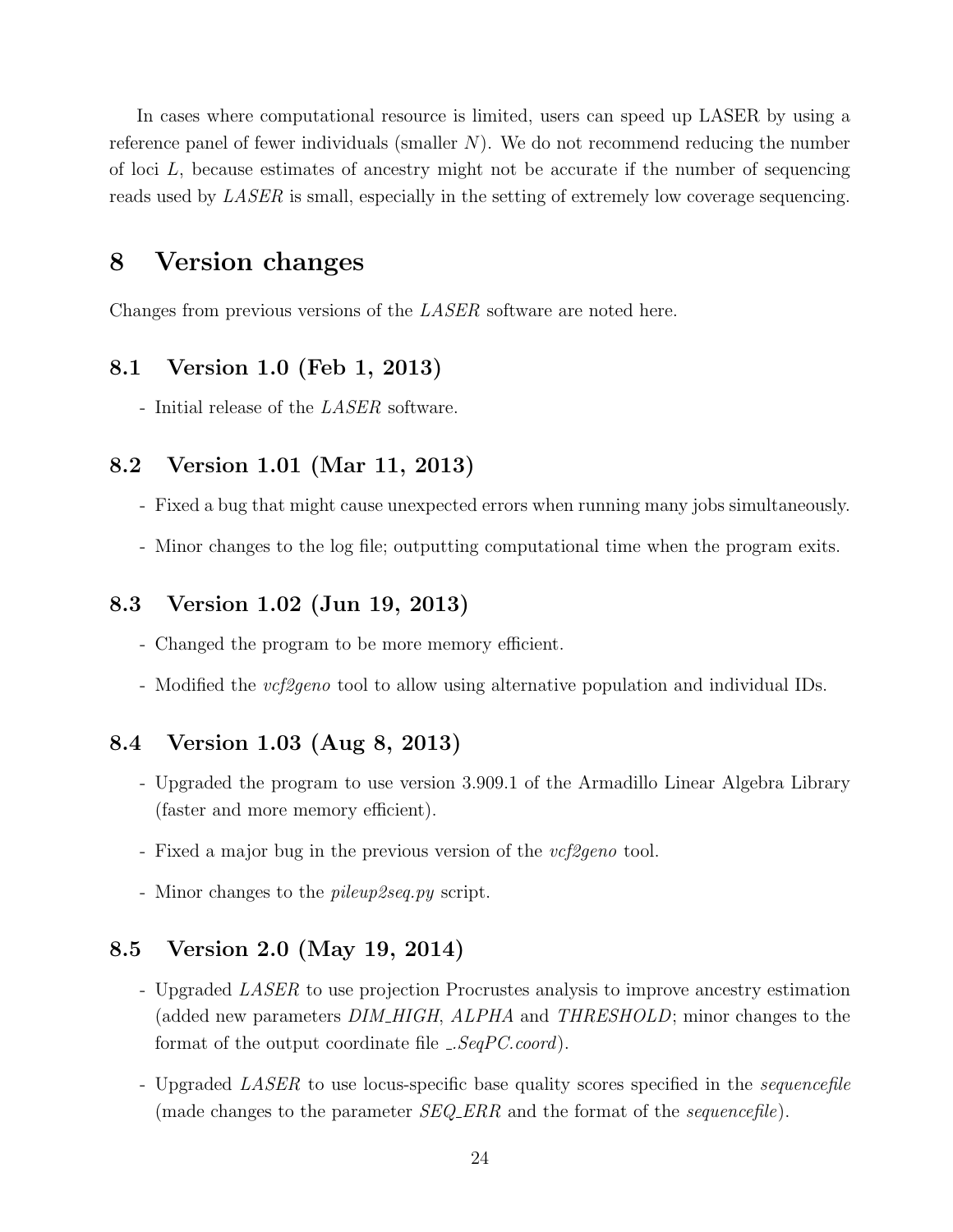In cases where computational resource is limited, users can speed up LASER by using a reference panel of fewer individuals (smaller $N$). We do not recommend reducing the number of loci $L$, because estimates of ancestry might not be accurate if the number of sequencing reads used by *LASER* is small, especially in the setting of extremely low coverage sequencing.

# 8 Version changes

Changes from previous versions of the *LASER* software are noted here.

## 8.1 Version 1.0 (Feb 1, 2013)

- Initial release of the *LASER* software.

## 8.2 Version 1.01 (Mar 11, 2013)

- Fixed a bug that might cause unexpected errors when running many jobs simultaneously.
- Minor changes to the log file; outputting computational time when the program exits.

## 8.3 Version 1.02 (Jun 19, 2013)

- Changed the program to be more memory efficient.
- Modified the *vcf2geno* tool to allow using alternative population and individual IDs.

## 8.4 Version 1.03 (Aug 8, 2013)

- Upgraded the program to use version 3.909.1 of the Armadillo Linear Algebra Library (faster and more memory efficient).
- Fixed a major bug in the previous version of the *vcf2geno* tool.
- Minor changes to the *pileup2seq.py* script.

## 8.5 Version 2.0 (May 19, 2014)

- Upgraded *LASER* to use projection Procrustes analysis to improve ancestry estimation (added new parameters *DIM_HIGH*, *ALPHA* and *THRESHOLD*; minor changes to the format of the output coordinate file *_.SeqPC.coord*).
- Upgraded *LASER* to use locus-specific base quality scores specified in the *sequencefile* (made changes to the parameter *SEQ_ERR* and the format of the *sequencefile*).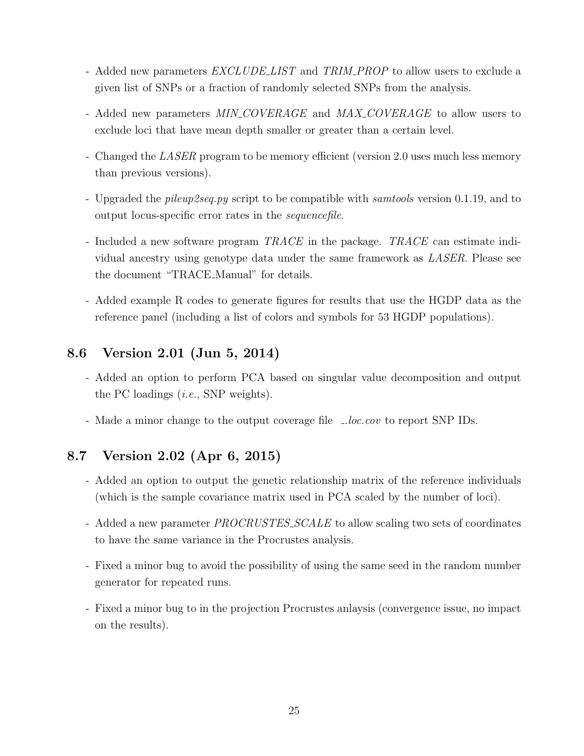- Added new parameters *EXCLUDE_LIST* and *TRIM_PROP* to allow users to exclude a given list of SNPs or a fraction of randomly selected SNPs from the analysis.

- Added new parameters *MIN_COVERAGE* and *MAX_COVERAGE* to allow users to exclude loci that have mean depth smaller or greater than a certain level.

- Changed the *LASER* program to be memory efficient (version 2.0 uses much less memory than previous versions).

- Upgraded the *pileup2seq.py* script to be compatible with *samtools* version 0.1.19, and to output locus-specific error rates in the *sequencefile*.

- Included a new software program *TRACE* in the package. *TRACE* can estimate individual ancestry using genotype data under the same framework as *LASER*. Please see the document "TRACE_Manual" for details.

- Added example R codes to generate figures for results that use the HGDP data as the reference panel (including a list of colors and symbols for 53 HGDP populations).

## 8.6 Version 2.01 (Jun 5, 2014)

- Added an option to perform PCA based on singular value decomposition and output the PC loadings (*i.e.*, SNP weights).

- Made a minor change to the output coverage file *_.loc.cov* to report SNP IDs.

## 8.7 Version 2.02 (Apr 6, 2015)

- Added an option to output the genetic relationship matrix of the reference individuals (which is the sample covariance matrix used in PCA scaled by the number of loci).

- Added a new parameter *PROCRUSTES_SCALE* to allow scaling two sets of coordinates to have the same variance in the Procrustes analysis.

- Fixed a minor bug to avoid the possibility of using the same seed in the random number generator for repeated runs.

- Fixed a minor bug to in the projection Procrustes anlaysis (convergence issue, no impact on the results).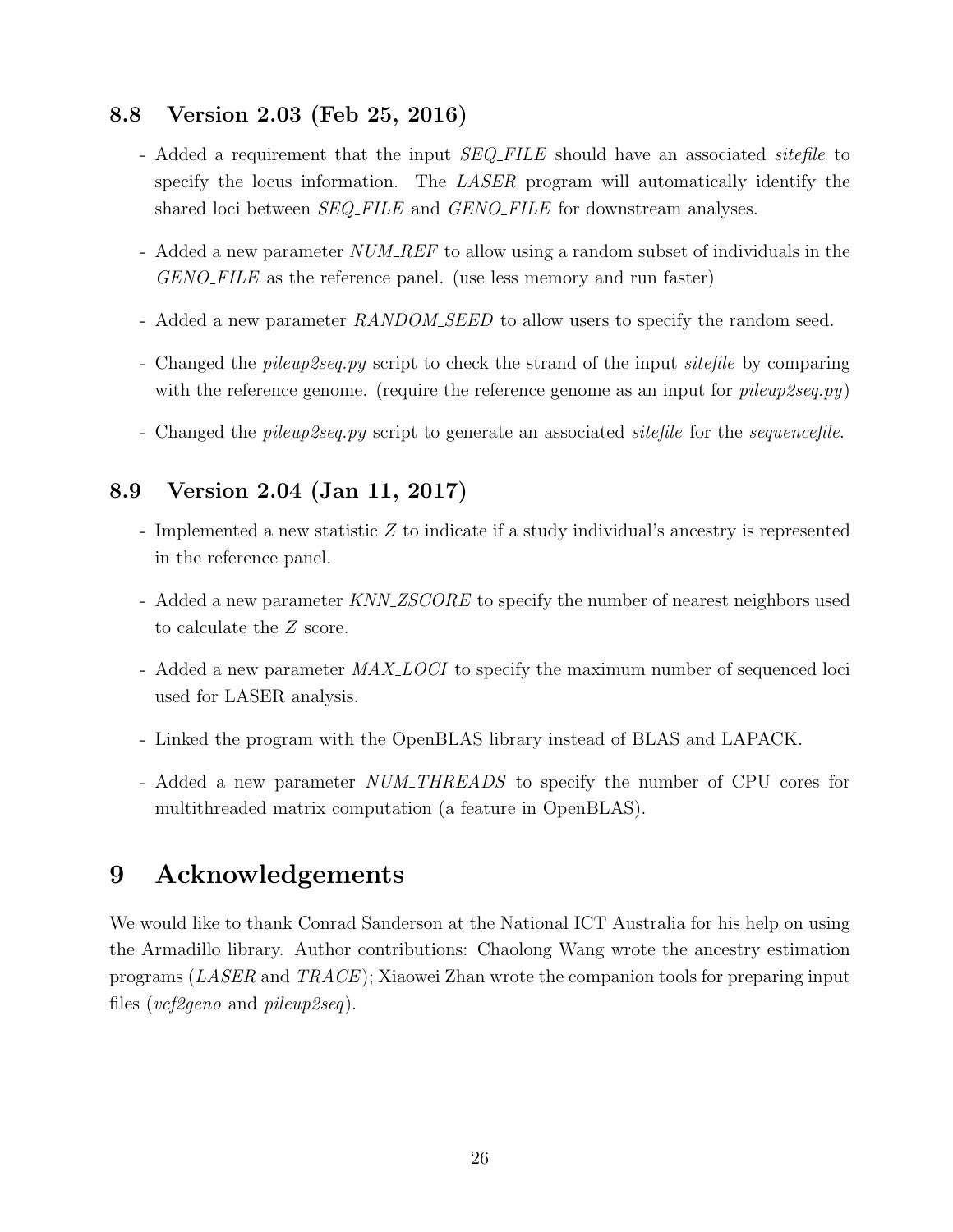### 8.8 Version 2.03 (Feb 25, 2016)

- Added a requirement that the input *SEQ_FILE* should have an associated *sitefile* to specify the locus information. The *LASER* program will automatically identify the shared loci between *SEQ_FILE* and *GENO_FILE* for downstream analyses.

- Added a new parameter *NUM_REF* to allow using a random subset of individuals in the *GENO_FILE* as the reference panel. (use less memory and run faster)

- Added a new parameter *RANDOM_SEED* to allow users to specify the random seed.

- Changed the *pileup2seq.py* script to check the strand of the input *sitefile* by comparing with the reference genome. (require the reference genome as an input for *pileup2seq.py*)

- Changed the *pileup2seq.py* script to generate an associated *sitefile* for the *sequencefile*.

### 8.9 Version 2.04 (Jan 11, 2017)

- Implemented a new statistic $Z$ to indicate if a study individual's ancestry is represented in the reference panel.

- Added a new parameter *KNN_ZSCORE* to specify the number of nearest neighbors used to calculate the $Z$ score.

- Added a new parameter *MAX_LOCI* to specify the maximum number of sequenced loci used for LASER analysis.

- Linked the program with the OpenBLAS library instead of BLAS and LAPACK.

- Added a new parameter *NUM_THREADS* to specify the number of CPU cores for multithreaded matrix computation (a feature in OpenBLAS).

# 9 Acknowledgements

We would like to thank Conrad Sanderson at the National ICT Australia for his help on using the Armadillo library. Author contributions: Chaolong Wang wrote the ancestry estimation programs (*LASER* and *TRACE*); Xiaowei Zhan wrote the companion tools for preparing input files (*vcf2geno* and *pileup2seq*).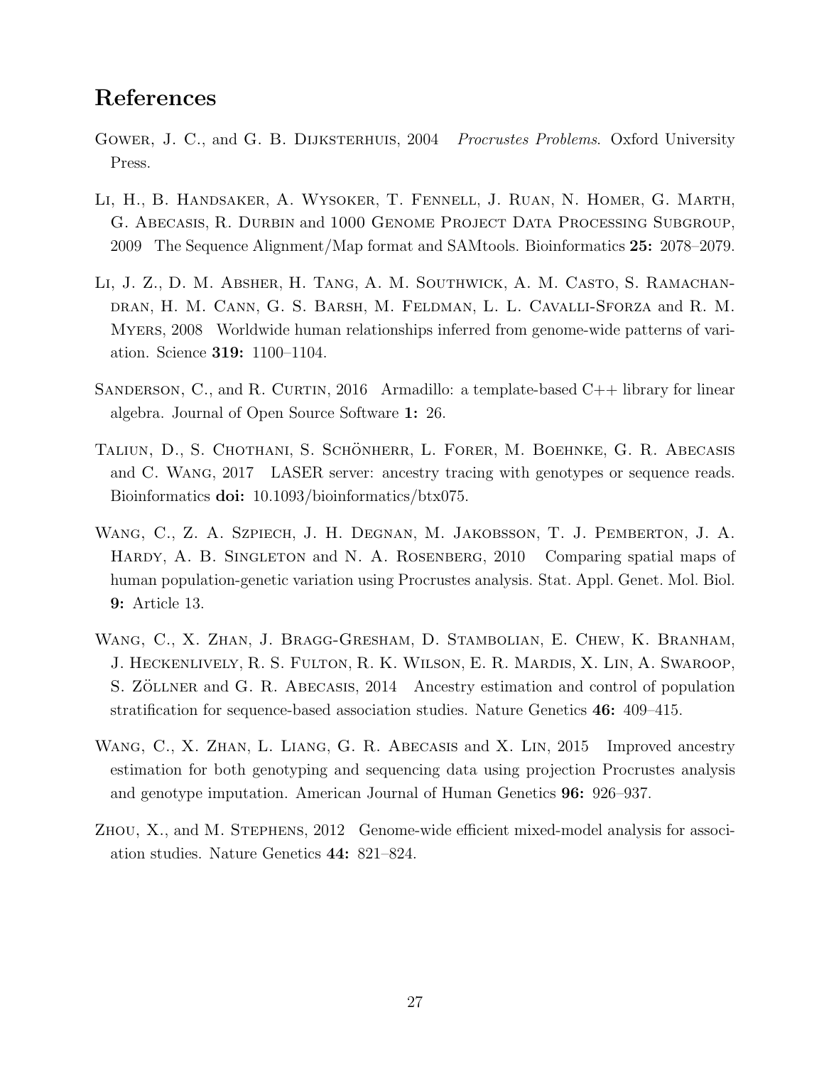# References

Gower, J. C., and G. B. Dijksterhuis, 2004 *Procrustes Problems*. Oxford University Press.

Li, H., B. Handsaker, A. Wysoker, T. Fennell, J. Ruan, N. Homer, G. Marth, G. Abecasis, R. Durbin and 1000 Genome Project Data Processing Subgroup, 2009 The Sequence Alignment/Map format and SAMtools. Bioinformatics **25:** 2078–2079.

Li, J. Z., D. M. Absher, H. Tang, A. M. Southwick, A. M. Casto, S. Ramachandran, H. M. Cann, G. S. Barsh, M. Feldman, L. L. Cavalli-Sforza and R. M. Myers, 2008 Worldwide human relationships inferred from genome-wide patterns of variation. Science **319:** 1100–1104.

Sanderson, C., and R. Curtin, 2016 Armadillo: a template-based C++ library for linear algebra. Journal of Open Source Software **1:** 26.

Taliun, D., S. Chothani, S. Schönherr, L. Forer, M. Boehnke, G. R. Abecasis and C. Wang, 2017 LASER server: ancestry tracing with genotypes or sequence reads. Bioinformatics **doi:** 10.1093/bioinformatics/btx075.

Wang, C., Z. A. Szpiech, J. H. Degnan, M. Jakobsson, T. J. Pemberton, J. A. Hardy, A. B. Singleton and N. A. Rosenberg, 2010 Comparing spatial maps of human population-genetic variation using Procrustes analysis. Stat. Appl. Genet. Mol. Biol. **9:** Article 13.

Wang, C., X. Zhan, J. Bragg-Gresham, D. Stambolian, E. Chew, K. Branham, J. Heckenlively, R. S. Fulton, R. K. Wilson, E. R. Mardis, X. Lin, A. Swaroop, S. Zöllner and G. R. Abecasis, 2014 Ancestry estimation and control of population stratification for sequence-based association studies. Nature Genetics **46:** 409–415.

Wang, C., X. Zhan, L. Liang, G. R. Abecasis and X. Lin, 2015 Improved ancestry estimation for both genotyping and sequencing data using projection Procrustes analysis and genotype imputation. American Journal of Human Genetics **96:** 926–937.

Zhou, X., and M. Stephens, 2012 Genome-wide efficient mixed-model analysis for association studies. Nature Genetics **44:** 821–824.